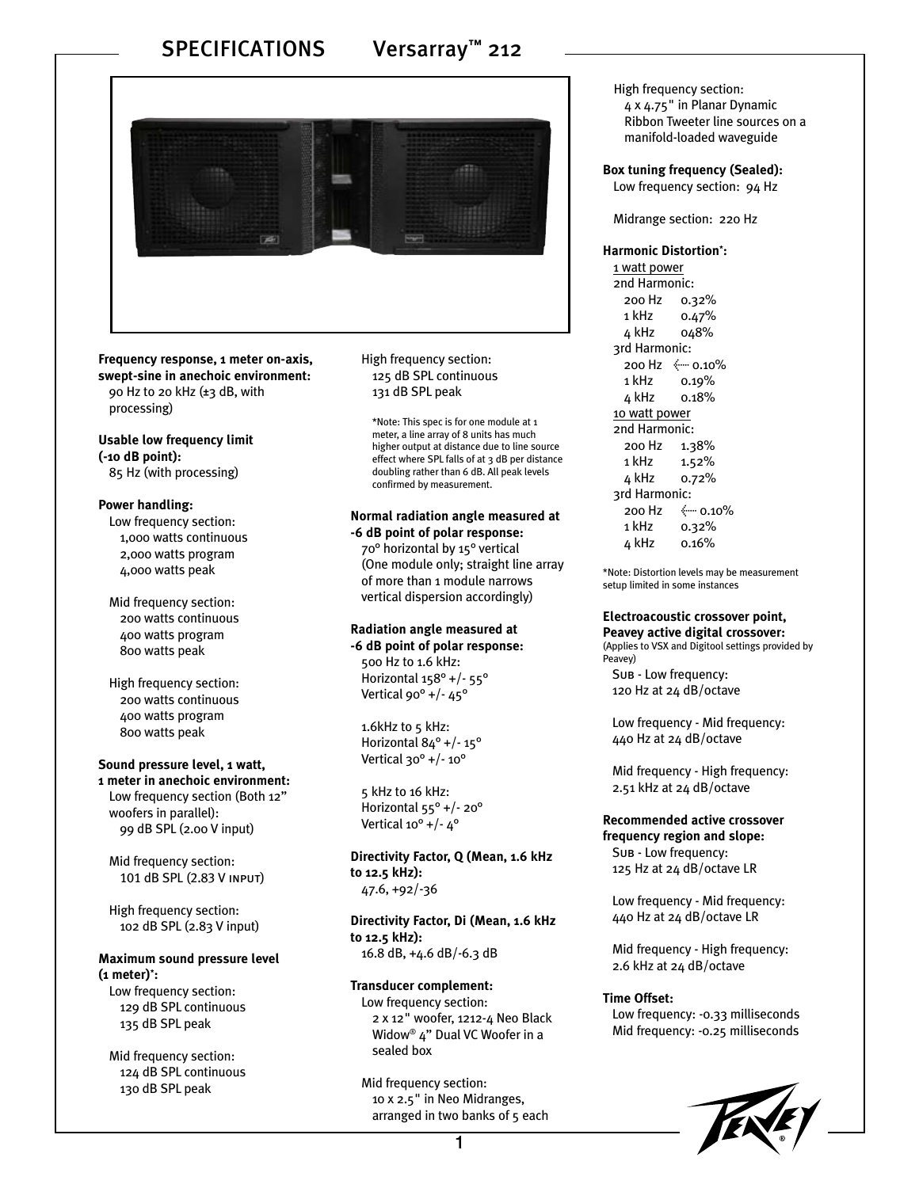# SPECIFICATIONS Versarray™ 212

**Frequency response, 1 meter on-axis, swept-sine in anechoic environment:**
90 Hz to 20 kHz (±3 dB, with processing)

**Usable low frequency limit (-10 dB point):**
85 Hz (with processing)

**Power handling:**

Low frequency section:
1,000 watts continuous
2,000 watts program
4,000 watts peak

Mid frequency section:
200 watts continuous
400 watts program
800 watts peak

High frequency section:
200 watts continuous
400 watts program
800 watts peak

**Sound pressure level, 1 watt, 1 meter in anechoic environment:**

Low frequency section (Both 12" woofers in parallel):
99 dB SPL (2.00 V input)

Mid frequency section:
101 dB SPL (2.83 V INPUT)

High frequency section:
102 dB SPL (2.83 V input)

**Maximum sound pressure level (1 meter)*:**

Low frequency section:
129 dB SPL continuous
135 dB SPL peak

Mid frequency section:
124 dB SPL continuous
130 dB SPL peak

High frequency section:
125 dB SPL continuous
131 dB SPL peak

*Note: This spec is for one module at 1 meter, a line array of 8 units has much higher output at distance due to line source effect where SPL falls of at 3 dB per distance doubling rather than 6 dB. All peak levels confirmed by measurement.

**Normal radiation angle measured at -6 dB point of polar response:**
70° horizontal by 15° vertical
(One module only; straight line array of more than 1 module narrows vertical dispersion accordingly)

**Radiation angle measured at -6 dB point of polar response:**

500 Hz to 1.6 kHz:
Horizontal 158° +/- 55°
Vertical 90° +/- 45°

1.6kHz to 5 kHz:
Horizontal 84° +/- 15°
Vertical 30° +/- 10°

5 kHz to 16 kHz:
Horizontal 55° +/- 20°
Vertical 10° +/- 4°

**Directivity Factor, Q (Mean, 1.6 kHz to 12.5 kHz):**
47.6, +92/-36

**Directivity Factor, Di (Mean, 1.6 kHz to 12.5 kHz):**
16.8 dB, +4.6 dB/-6.3 dB

**Transducer complement:**

Low frequency section:
2 x 12" woofer, 1212-4 Neo Black Widow® 4" Dual VC Woofer in a sealed box

Mid frequency section:
10 x 2.5" in Neo Midranges, arranged in two banks of 5 each

High frequency section:
4 x 4.75" in Planar Dynamic Ribbon Tweeter line sources on a manifold-loaded waveguide

**Box tuning frequency (Sealed):**
Low frequency section: 94 Hz

Midrange section: 220 Hz

**Harmonic Distortion*:**

1 watt power

2nd Harmonic:
200 Hz 0.32%
1 kHz 0.47%
4 kHz 048%

3rd Harmonic:
200 Hz ⇠ 0.10%
1 kHz 0.19%
4 kHz 0.18%

10 watt power

2nd Harmonic:
200 Hz 1.38%
1 kHz 1.52%
4 kHz 0.72%

3rd Harmonic:
200 Hz ⇠ 0.10%
1 kHz 0.32%
4 kHz 0.16%

*Note: Distortion levels may be measurement setup limited in some instances

**Electroacoustic crossover point, Peavey active digital crossover:**
(Applies to VSX and Digitool settings provided by Peavey)

SUB - Low frequency:
120 Hz at 24 dB/octave

Low frequency - Mid frequency:
440 Hz at 24 dB/octave

Mid frequency - High frequency:
2.51 kHz at 24 dB/octave

**Recommended active crossover frequency region and slope:**

SUB - Low frequency:
125 Hz at 24 dB/octave LR

Low frequency - Mid frequency:
440 Hz at 24 dB/octave LR

Mid frequency - High frequency:
2.6 kHz at 24 dB/octave

**Time Offset:**
Low frequency: -0.33 milliseconds
Mid frequency: -0.25 milliseconds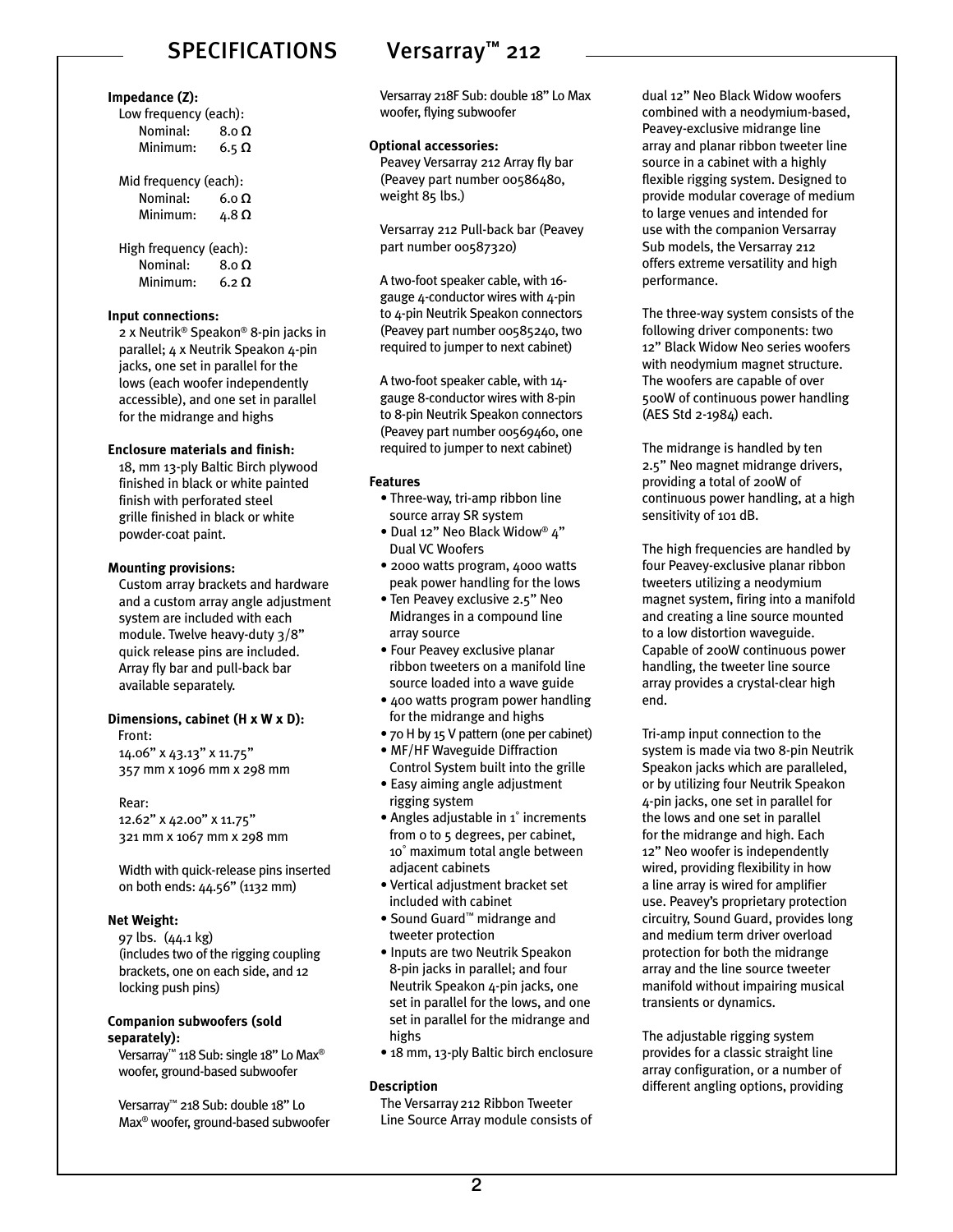# SPECIFICATIONS Versarray™ 212

**Impedance (Z):**

Low frequency (each):
Nominal: 8.0 Ω
Minimum: 6.5 Ω

Mid frequency (each):
Nominal: 6.0 Ω
Minimum: 4.8 Ω

High frequency (each):
Nominal: 8.0 Ω
Minimum: 6.2 Ω

**Input connections:**
2 x Neutrik® Speakon® 8-pin jacks in parallel; 4 x Neutrik Speakon 4-pin jacks, one set in parallel for the lows (each woofer independently accessible), and one set in parallel for the midrange and highs

**Enclosure materials and finish:**
18, mm 13-ply Baltic Birch plywood finished in black or white painted finish with perforated steel grille finished in black or white powder-coat paint.

**Mounting provisions:**
Custom array brackets and hardware and a custom array angle adjustment system are included with each module. Twelve heavy-duty 3/8" quick release pins are included. Array fly bar and pull-back bar available separately.

**Dimensions, cabinet (H x W x D):**

Front:
14.06" x 43.13" x 11.75"
357 mm x 1096 mm x 298 mm

Rear:
12.62" x 42.00" x 11.75"
321 mm x 1067 mm x 298 mm

Width with quick-release pins inserted on both ends: 44.56" (1132 mm)

**Net Weight:**
97 lbs. (44.1 kg)
(includes two of the rigging coupling brackets, one on each side, and 12 locking push pins)

**Companion subwoofers (sold separately):**

Versarray™ 118 Sub: single 18" Lo Max® woofer, ground-based subwoofer

Versarray™ 218 Sub: double 18" Lo Max® woofer, ground-based subwoofer

Versarray 218F Sub: double 18" Lo Max woofer, flying subwoofer

**Optional accessories:**

Peavey Versarray 212 Array fly bar (Peavey part number 00586480, weight 85 lbs.)

Versarray 212 Pull-back bar (Peavey part number 00587320)

A two-foot speaker cable, with 16-gauge 4-conductor wires with 4-pin to 4-pin Neutrik Speakon connectors (Peavey part number 00585240, two required to jumper to next cabinet)

A two-foot speaker cable, with 14-gauge 8-conductor wires with 8-pin to 8-pin Neutrik Speakon connectors (Peavey part number 00569460, one required to jumper to next cabinet)

**Features**

- Three-way, tri-amp ribbon line source array SR system
- Dual 12" Neo Black Widow® 4" Dual VC Woofers
- 2000 watts program, 4000 watts peak power handling for the lows
- Ten Peavey exclusive 2.5" Neo Midranges in a compound line array source
- Four Peavey exclusive planar ribbon tweeters on a manifold line source loaded into a wave guide
- 400 watts program power handling for the midrange and highs
- 70 H by 15 V pattern (one per cabinet)
- MF/HF Waveguide Diffraction Control System built into the grille
- Easy aiming angle adjustment rigging system
- Angles adjustable in 1° increments from 0 to 5 degrees, per cabinet, 10° maximum total angle between adjacent cabinets
- Vertical adjustment bracket set included with cabinet
- Sound Guard™ midrange and tweeter protection
- Inputs are two Neutrik Speakon 8-pin jacks in parallel; and four Neutrik Speakon 4-pin jacks, one set in parallel for the lows, and one set in parallel for the midrange and highs
- 18 mm, 13-ply Baltic birch enclosure

**Description**

The Versarray 212 Ribbon Tweeter Line Source Array module consists of dual 12" Neo Black Widow woofers combined with a neodymium-based, Peavey-exclusive midrange line array and planar ribbon tweeter line source in a cabinet with a highly flexible rigging system. Designed to provide modular coverage of medium to large venues and intended for use with the companion Versarray Sub models, the Versarray 212 offers extreme versatility and high performance.

The three-way system consists of the following driver components: two 12" Black Widow Neo series woofers with neodymium magnet structure. The woofers are capable of over 500W of continuous power handling (AES Std 2-1984) each.

The midrange is handled by ten 2.5" Neo magnet midrange drivers, providing a total of 200W of continuous power handling, at a high sensitivity of 101 dB.

The high frequencies are handled by four Peavey-exclusive planar ribbon tweeters utilizing a neodymium magnet system, firing into a manifold and creating a line source mounted to a low distortion waveguide. Capable of 200W continuous power handling, the tweeter line source array provides a crystal-clear high end.

Tri-amp input connection to the system is made via two 8-pin Neutrik Speakon jacks which are paralleled, or by utilizing four Neutrik Speakon 4-pin jacks, one set in parallel for the lows and one set in parallel for the midrange and high. Each 12" Neo woofer is independently wired, providing flexibility in how a line array is wired for amplifier use. Peavey's proprietary protection circuitry, Sound Guard, provides long and medium term driver overload protection for both the midrange array and the line source tweeter manifold without impairing musical transients or dynamics.

The adjustable rigging system provides for a classic straight line array configuration, or a number of different angling options, providing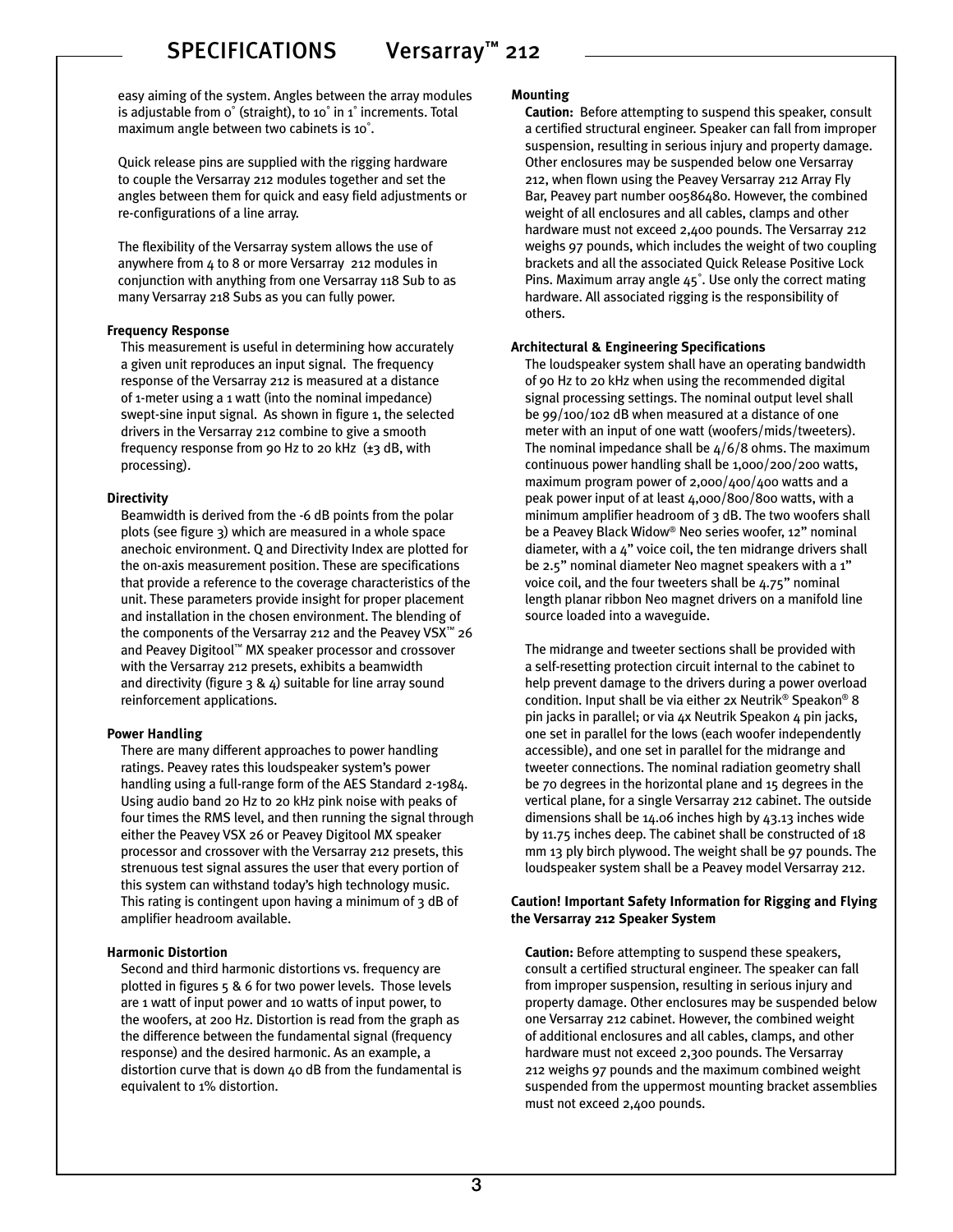# SPECIFICATIONS Versarray™ 212

easy aiming of the system. Angles between the array modules is adjustable from 0˚ (straight), to 10˚ in 1˚ increments. Total maximum angle between two cabinets is 10˚.

Quick release pins are supplied with the rigging hardware to couple the Versarray 212 modules together and set the angles between them for quick and easy field adjustments or re-configurations of a line array.

The flexibility of the Versarray system allows the use of anywhere from 4 to 8 or more Versarray 212 modules in conjunction with anything from one Versarray 118 Sub to as many Versarray 218 Subs as you can fully power.

**Frequency Response**

This measurement is useful in determining how accurately a given unit reproduces an input signal. The frequency response of the Versarray 212 is measured at a distance of 1-meter using a 1 watt (into the nominal impedance) swept-sine input signal. As shown in figure 1, the selected drivers in the Versarray 212 combine to give a smooth frequency response from 90 Hz to 20 kHz (±3 dB, with processing).

**Directivity**

Beamwidth is derived from the -6 dB points from the polar plots (see figure 3) which are measured in a whole space anechoic environment. Q and Directivity Index are plotted for the on-axis measurement position. These are specifications that provide a reference to the coverage characteristics of the unit. These parameters provide insight for proper placement and installation in the chosen environment. The blending of the components of the Versarray 212 and the Peavey VSX™ 26 and Peavey Digitool™ MX speaker processor and crossover with the Versarray 212 presets, exhibits a beamwidth and directivity (figure 3 & 4) suitable for line array sound reinforcement applications.

**Power Handling**

There are many different approaches to power handling ratings. Peavey rates this loudspeaker system's power handling using a full-range form of the AES Standard 2-1984. Using audio band 20 Hz to 20 kHz pink noise with peaks of four times the RMS level, and then running the signal through either the Peavey VSX 26 or Peavey Digitool MX speaker processor and crossover with the Versarray 212 presets, this strenuous test signal assures the user that every portion of this system can withstand today's high technology music. This rating is contingent upon having a minimum of 3 dB of amplifier headroom available.

**Harmonic Distortion**

Second and third harmonic distortions vs. frequency are plotted in figures 5 & 6 for two power levels. Those levels are 1 watt of input power and 10 watts of input power, to the woofers, at 200 Hz. Distortion is read from the graph as the difference between the fundamental signal (frequency response) and the desired harmonic. As an example, a distortion curve that is down 40 dB from the fundamental is equivalent to 1% distortion.

**Mounting**

**Caution:** Before attempting to suspend this speaker, consult a certified structural engineer. Speaker can fall from improper suspension, resulting in serious injury and property damage. Other enclosures may be suspended below one Versarray 212, when flown using the Peavey Versarray 212 Array Fly Bar, Peavey part number 00586480. However, the combined weight of all enclosures and all cables, clamps and other hardware must not exceed 2,400 pounds. The Versarray 212 weighs 97 pounds, which includes the weight of two coupling brackets and all the associated Quick Release Positive Lock Pins. Maximum array angle 45˚. Use only the correct mating hardware. All associated rigging is the responsibility of others.

**Architectural & Engineering Specifications**

The loudspeaker system shall have an operating bandwidth of 90 Hz to 20 kHz when using the recommended digital signal processing settings. The nominal output level shall be 99/100/102 dB when measured at a distance of one meter with an input of one watt (woofers/mids/tweeters). The nominal impedance shall be 4/6/8 ohms. The maximum continuous power handling shall be 1,000/200/200 watts, maximum program power of 2,000/400/400 watts and a peak power input of at least 4,000/800/800 watts, with a minimum amplifier headroom of 3 dB. The two woofers shall be a Peavey Black Widow® Neo series woofer, 12" nominal diameter, with a 4" voice coil, the ten midrange drivers shall be 2.5" nominal diameter Neo magnet speakers with a 1" voice coil, and the four tweeters shall be 4.75" nominal length planar ribbon Neo magnet drivers on a manifold line source loaded into a waveguide.

The midrange and tweeter sections shall be provided with a self-resetting protection circuit internal to the cabinet to help prevent damage to the drivers during a power overload condition. Input shall be via either 2x Neutrik® Speakon® 8 pin jacks in parallel; or via 4x Neutrik Speakon 4 pin jacks, one set in parallel for the lows (each woofer independently accessible), and one set in parallel for the midrange and tweeter connections. The nominal radiation geometry shall be 70 degrees in the horizontal plane and 15 degrees in the vertical plane, for a single Versarray 212 cabinet. The outside dimensions shall be 14.06 inches high by 43.13 inches wide by 11.75 inches deep. The cabinet shall be constructed of 18 mm 13 ply birch plywood. The weight shall be 97 pounds. The loudspeaker system shall be a Peavey model Versarray 212.

**Caution! Important Safety Information for Rigging and Flying the Versarray 212 Speaker System**

**Caution:** Before attempting to suspend these speakers, consult a certified structural engineer. The speaker can fall from improper suspension, resulting in serious injury and property damage. Other enclosures may be suspended below one Versarray 212 cabinet. However, the combined weight of additional enclosures and all cables, clamps, and other hardware must not exceed 2,300 pounds. The Versarray 212 weighs 97 pounds and the maximum combined weight suspended from the uppermost mounting bracket assemblies must not exceed 2,400 pounds.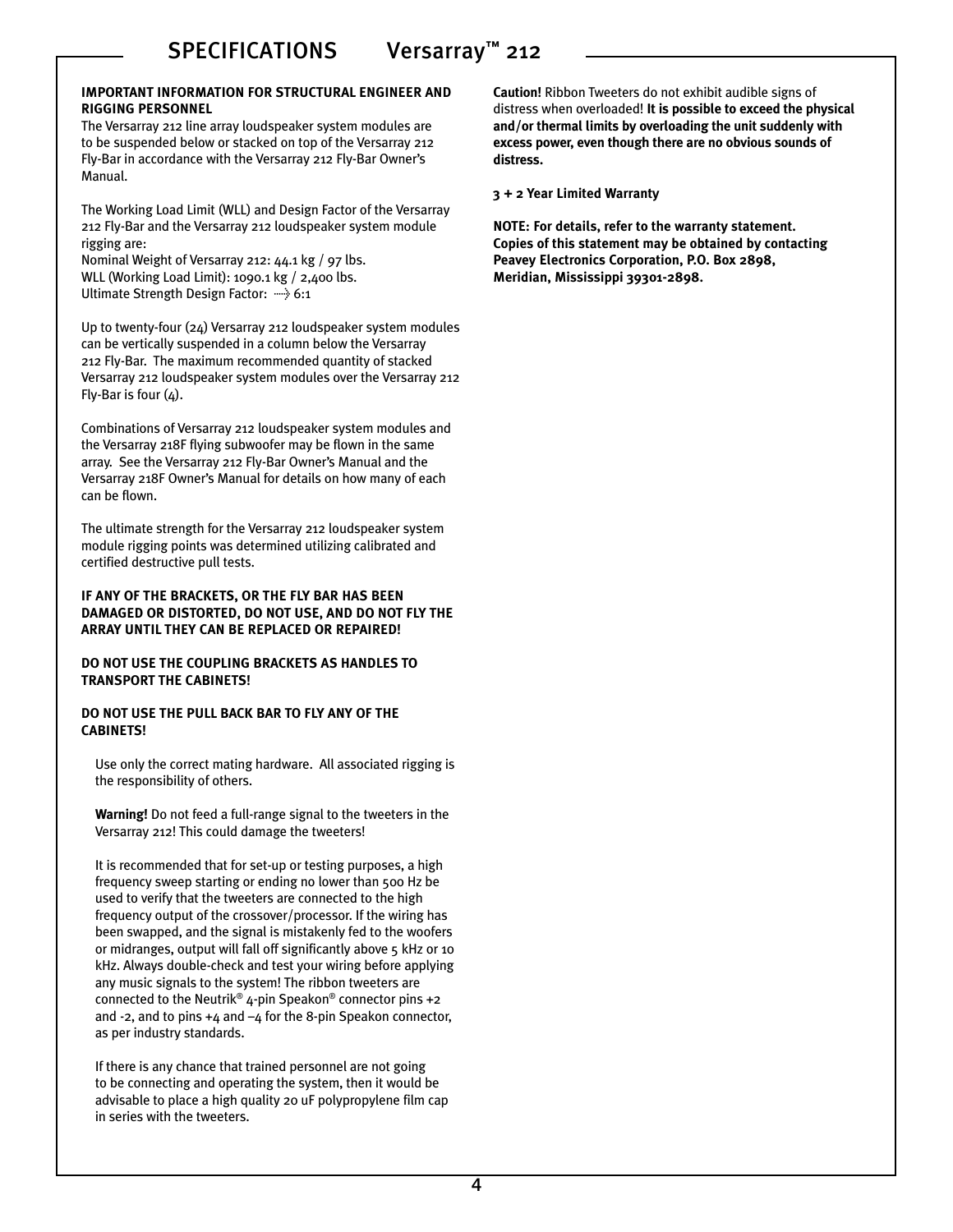# SPECIFICATIONS Versarray™ 212

**IMPORTANT INFORMATION FOR STRUCTURAL ENGINEER AND RIGGING PERSONNEL**

The Versarray 212 line array loudspeaker system modules are to be suspended below or stacked on top of the Versarray 212 Fly-Bar in accordance with the Versarray 212 Fly-Bar Owner's Manual.

The Working Load Limit (WLL) and Design Factor of the Versarray 212 Fly-Bar and the Versarray 212 loudspeaker system module rigging are:
Nominal Weight of Versarray 212: 44.1 kg / 97 lbs.
WLL (Working Load Limit): 1090.1 kg / 2,400 lbs.
Ultimate Strength Design Factor: ⟶ 6:1

Up to twenty-four (24) Versarray 212 loudspeaker system modules can be vertically suspended in a column below the Versarray 212 Fly-Bar. The maximum recommended quantity of stacked Versarray 212 loudspeaker system modules over the Versarray 212 Fly-Bar is four (4).

Combinations of Versarray 212 loudspeaker system modules and the Versarray 218F flying subwoofer may be flown in the same array. See the Versarray 212 Fly-Bar Owner's Manual and the Versarray 218F Owner's Manual for details on how many of each can be flown.

The ultimate strength for the Versarray 212 loudspeaker system module rigging points was determined utilizing calibrated and certified destructive pull tests.

**IF ANY OF THE BRACKETS, OR THE FLY BAR HAS BEEN DAMAGED OR DISTORTED, DO NOT USE, AND DO NOT FLY THE ARRAY UNTIL THEY CAN BE REPLACED OR REPAIRED!**

**DO NOT USE THE COUPLING BRACKETS AS HANDLES TO TRANSPORT THE CABINETS!**

**DO NOT USE THE PULL BACK BAR TO FLY ANY OF THE CABINETS!**

Use only the correct mating hardware. All associated rigging is the responsibility of others.

**Warning!** Do not feed a full-range signal to the tweeters in the Versarray 212! This could damage the tweeters!

It is recommended that for set-up or testing purposes, a high frequency sweep starting or ending no lower than 500 Hz be used to verify that the tweeters are connected to the high frequency output of the crossover/processor. If the wiring has been swapped, and the signal is mistakenly fed to the woofers or midranges, output will fall off significantly above 5 kHz or 10 kHz. Always double-check and test your wiring before applying any music signals to the system! The ribbon tweeters are connected to the Neutrik® 4-pin Speakon® connector pins +2 and -2, and to pins +4 and –4 for the 8-pin Speakon connector, as per industry standards.

If there is any chance that trained personnel are not going to be connecting and operating the system, then it would be advisable to place a high quality 20 uF polypropylene film cap in series with the tweeters.

**Caution!** Ribbon Tweeters do not exhibit audible signs of distress when overloaded! **It is possible to exceed the physical and/or thermal limits by overloading the unit suddenly with excess power, even though there are no obvious sounds of distress.**

**3 + 2 Year Limited Warranty**

**NOTE: For details, refer to the warranty statement. Copies of this statement may be obtained by contacting Peavey Electronics Corporation, P.O. Box 2898, Meridian, Mississippi 39301-2898.**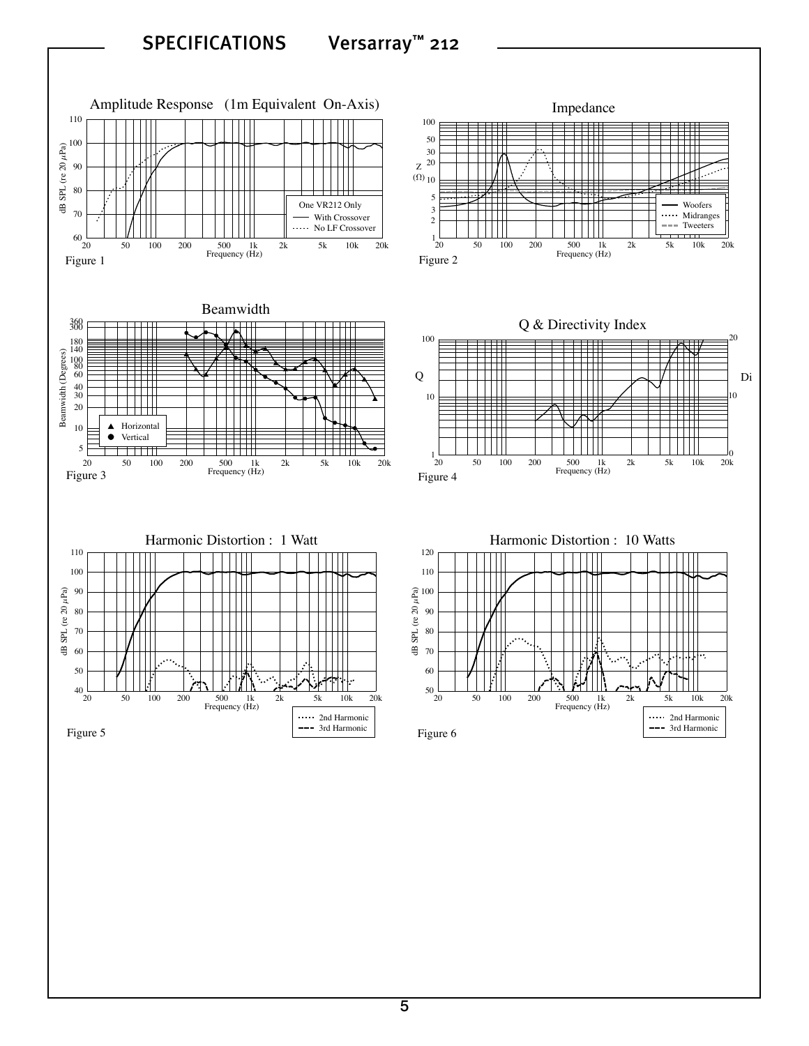## SPECIFICATIONS Versarray™ 212

Amplitude Response (1m Equivalent On-Axis)

dB SPL (re 20 μPa)

110
100
90
80
70
60

20 50 100 200 500 1k 2k 5k 10k 20k

Frequency (Hz)

One VR212 Only
With Crossover
No LF Crossover

Figure 1

Impedance

Z (Ω)

100
50
30
20
10
5
3
2
1

20 50 100 200 500 1k 2k 5k 10k 20k

Frequency (Hz)

Woofers
Midranges
Tweeters

Figure 2

Beamwidth

Beamwidth (Degrees)

360
300
180
140
100
80
60
40
30
20
10
5

20 50 100 200 500 1k 2k 5k 10k 20k

Frequency (Hz)

Horizontal
Vertical

Figure 3

Q & Directivity Index

Q

100
10
1

Di

20
10
0

20 50 100 200 500 1k 2k 5k 10k 20k

Frequency (Hz)

Figure 4

Harmonic Distortion : 1 Watt

dB SPL (re 20 μPa)

110
100
90
80
70
60
50
40

20 50 100 200 500 1k 2k 5k 10k 20k

Frequency (Hz)

2nd Harmonic
3rd Harmonic

Figure 5

Harmonic Distortion : 10 Watts

dB SPL (re 20 μPa)

120
110
100
90
80
70
60
50

20 50 100 200 500 1k 2k 5k 10k 20k

Frequency (Hz)

2nd Harmonic
3rd Harmonic

Figure 6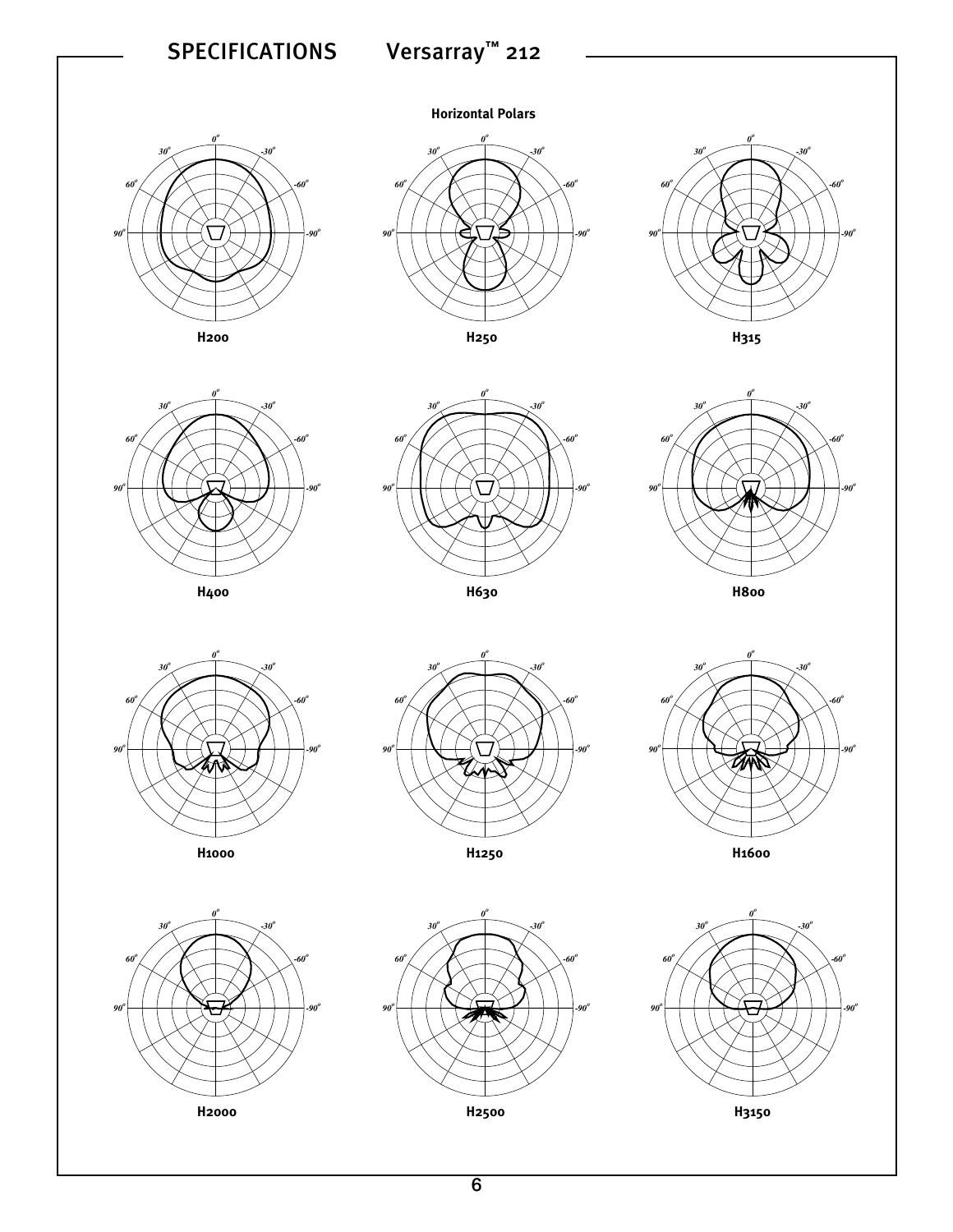# SPECIFICATIONS Versarray™ 212

## Horizontal Polars

0°
30°
-30°
60°
-60°
90°
-90°

H200

H250

H315

H400

H630

H800

H1000

H1250

H1600

H2000

H2500

H3150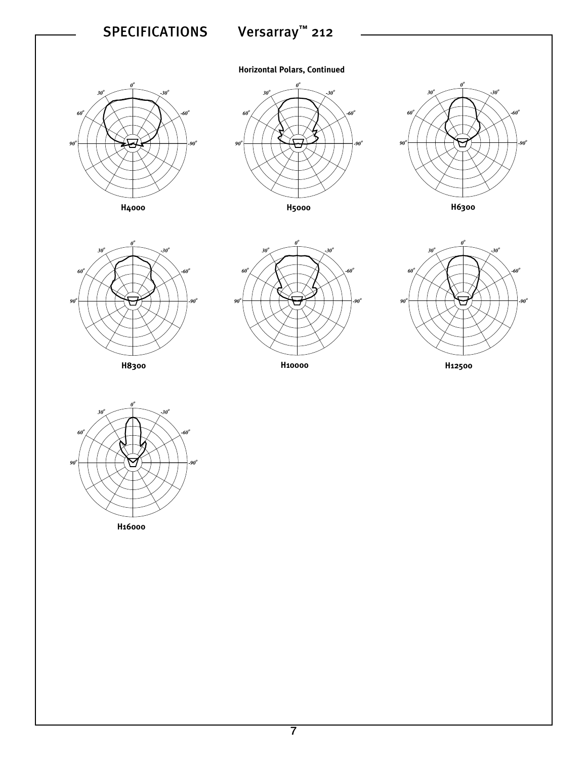**Horizontal Polars, Continued**

0°
30°
-30°
60°
-60°
90°
-90°

**H4000**

0°
30°
-30°
60°
-60°
90°
-90°

**H5000**

0°
30°
-30°
60°
-60°
90°
-90°

**H6300**

0°
30°
-30°
60°
-60°
90°
-90°

**H8300**

0°
30°
-30°
60°
-60°
90°
-90°

**H10000**

0°
30°
-30°
60°
-60°
90°
-90°

**H12500**

0°
30°
-30°
60°
-60°
90°
-90°

**H16000**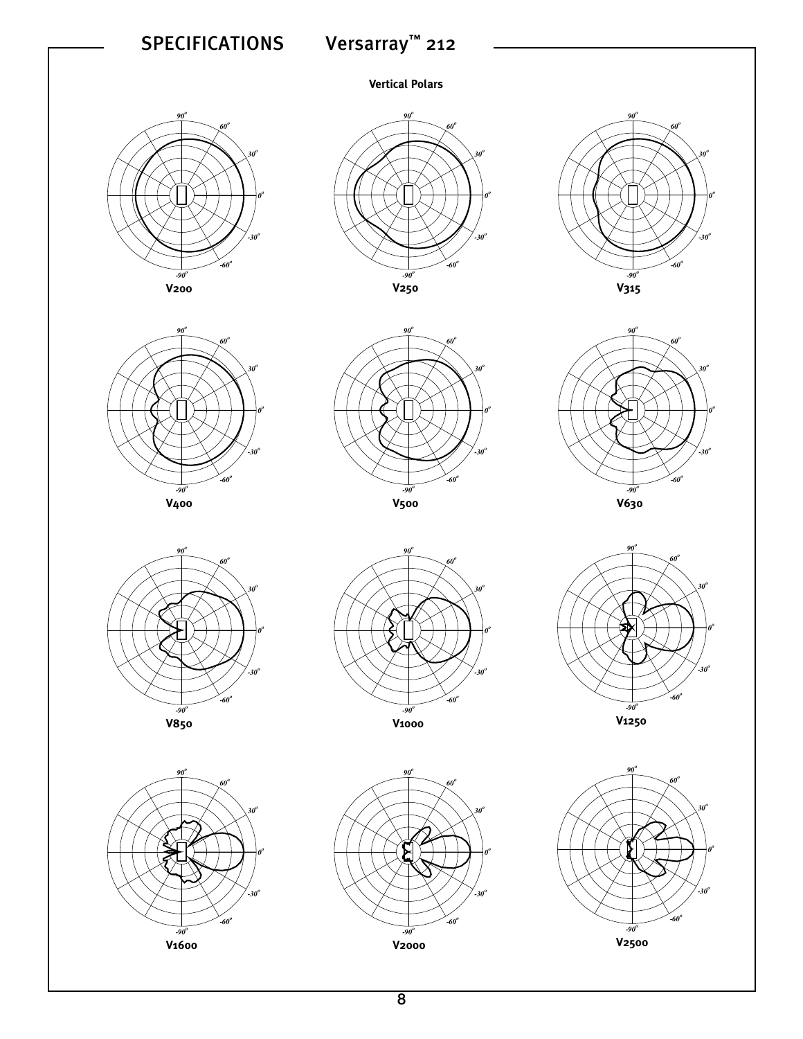# SPECIFICATIONS Versarray™ 212

## Vertical Polars

90°
60°
30°
0°
-30°
-60°
-90°
V200

90°
60°
30°
0°
-30°
-60°
-90°
V250

90°
60°
30°
0°
-30°
-60°
-90°
V315

90°
60°
30°
0°
-30°
-60°
-90°
V400

90°
60°
30°
0°
-30°
-60°
-90°
V500

90°
60°
30°
0°
-30°
-60°
-90°
V630

90°
60°
30°
0°
-30°
-60°
-90°
V850

90°
60°
30°
0°
-30°
-60°
-90°
V1000

90°
60°
30°
0°
-30°
-60°
-90°
V1250

90°
60°
30°
0°
-30°
-60°
-90°
V1600

90°
60°
30°
0°
-30°
-60°
-90°
V2000

90°
60°
30°
0°
-30°
-60°
-90°
V2500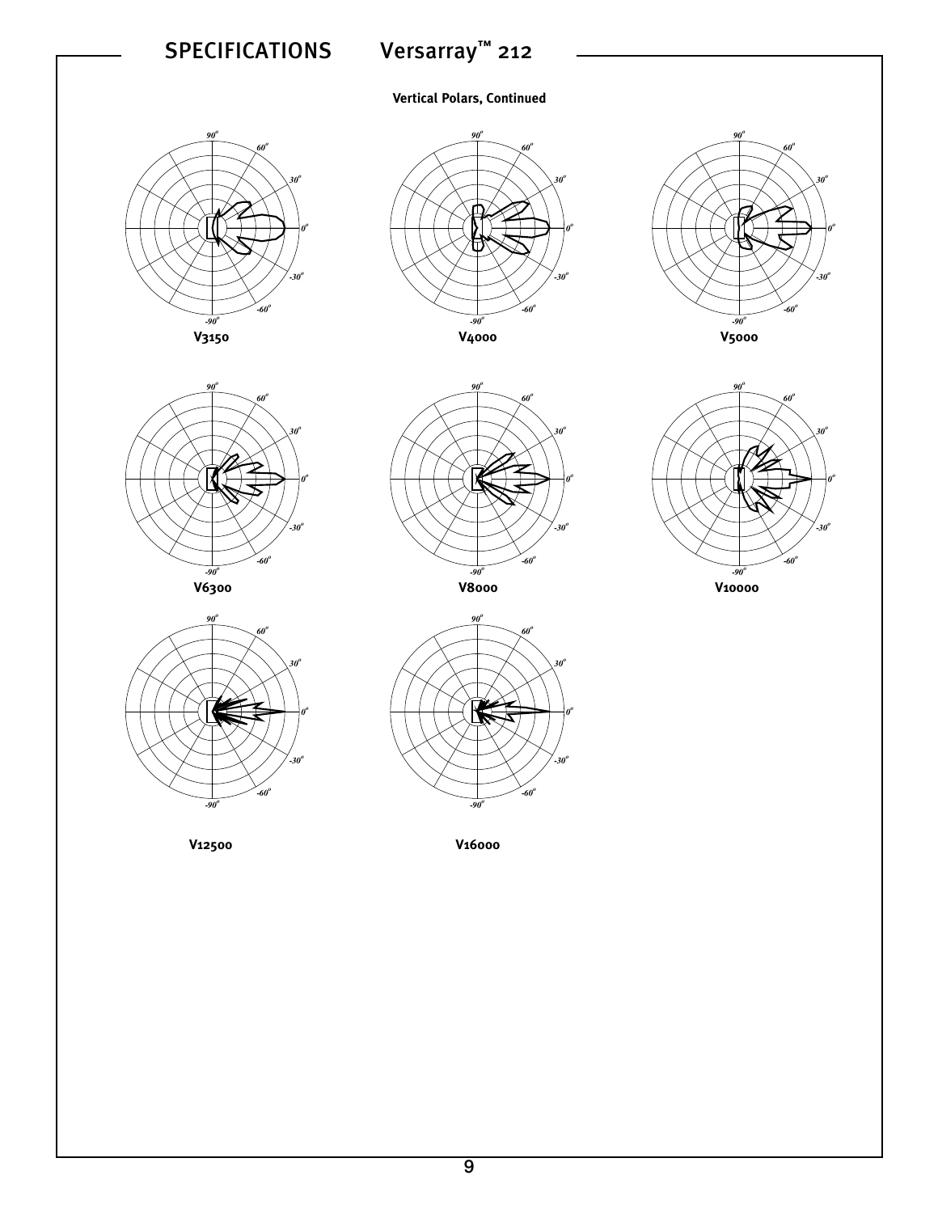### Vertical Polars, Continued

90° 60° 30° 0° -30° -60° -90°

V3150

90° 60° 30° 0° -30° -60° -90°

V4000

90° 60° 30° 0° -30° -60° -90°

V5000

90° 60° 30° 0° -30° -60° -90°

V6300

90° 60° 30° 0° -30° -60° -90°

V8000

90° 60° 30° 0° -30° -60° -90°

V10000

90° 60° 30° 0° -30° -60° -90°

V12500

90° 60° 30° 0° -30° -60° -90°

V16000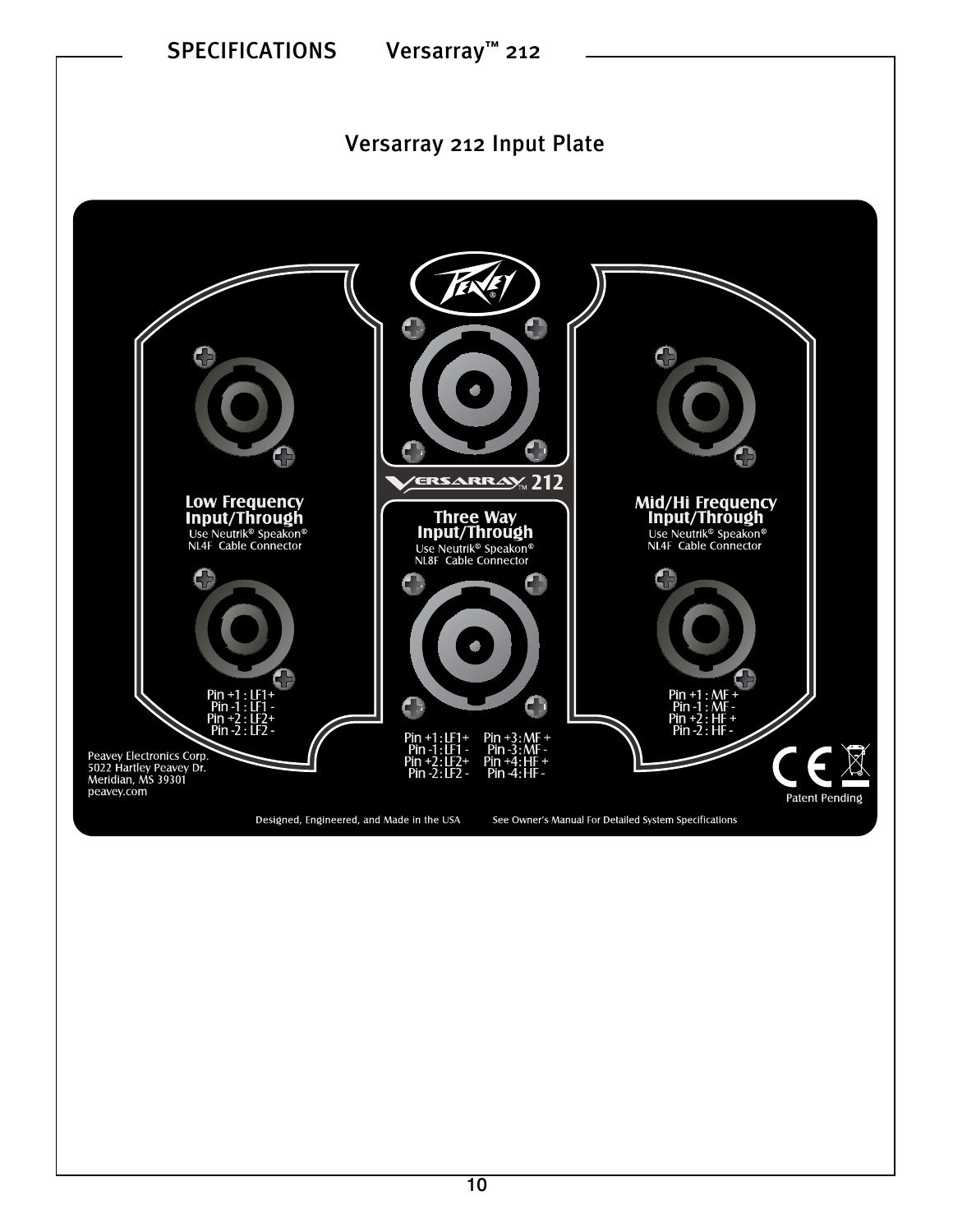## Versarray 212 Input Plate

Low Frequency Input/Through
Use Neutrik® Speakon® NL4F Cable Connector

Pin +1 : LF1+
Pin -1 : LF1 -
Pin +2 : LF2+
Pin -2 : LF2 -

VERSARRAY™ 212

Three Way Input/Through
Use Neutrik® Speakon® NL8F Cable Connector

Pin +1 : LF1+
Pin -1 : LF1 -
Pin +2 : LF2+
Pin -2 : LF2 -
Pin +3 : MF +
Pin -3 : MF -
Pin +4 : HF +
Pin -4 : HF -

Mid/Hi Frequency Input/Through
Use Neutrik® Speakon® NL4F Cable Connector

Pin +1 : MF +
Pin -1 : MF -
Pin +2 : HF +
Pin -2 : HF -

Peavey Electronics Corp.
5022 Hartley Peavey Dr.
Meridian, MS 39301
peavey.com

Patent Pending

Designed, Engineered, and Made in the USA

See Owner's Manual For Detailed System Specifications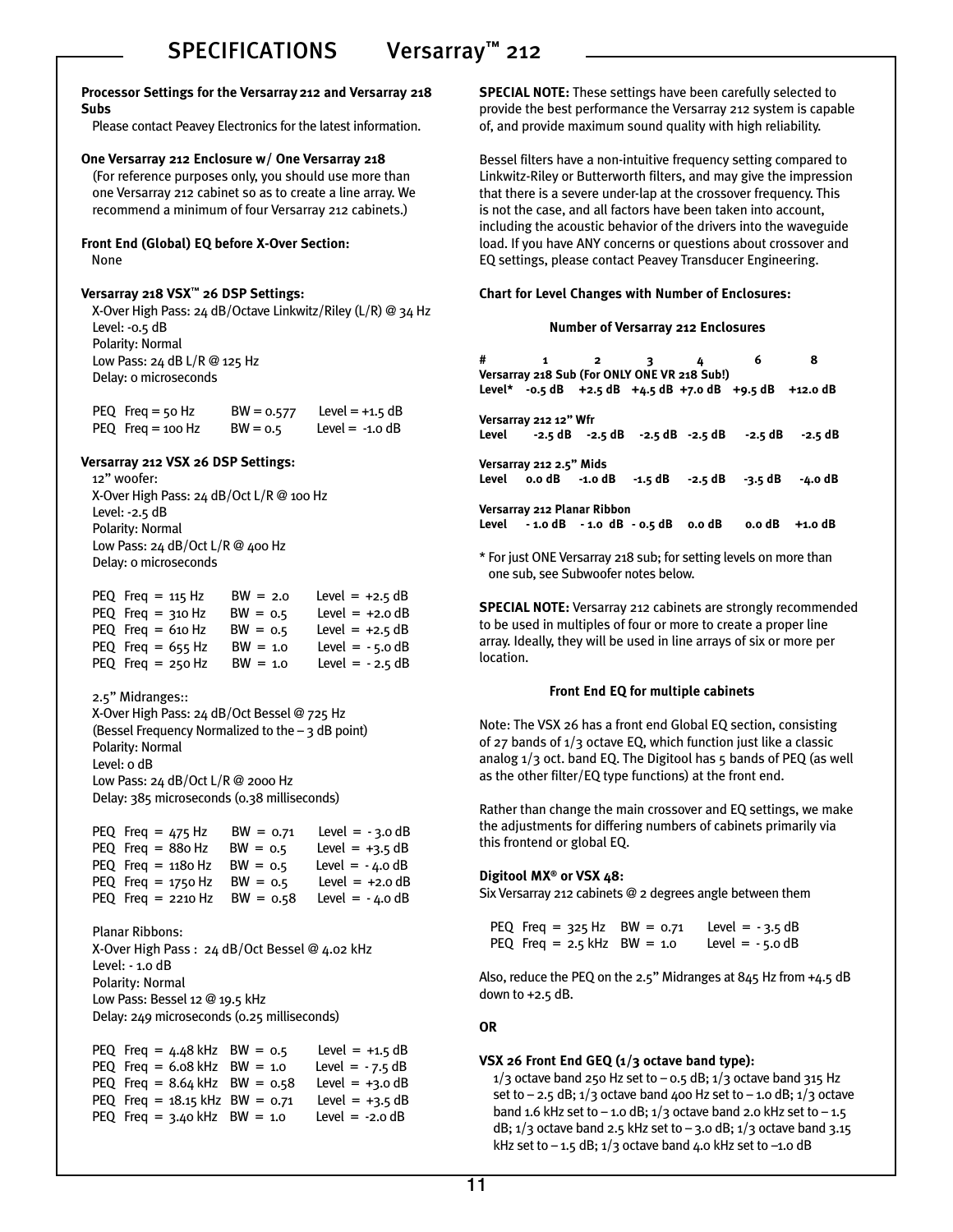# SPECIFICATIONS Versarray™ 212

**Processor Settings for the Versarray 212 and Versarray 218 Subs**

Please contact Peavey Electronics for the latest information.

**One Versarray 212 Enclosure w/ One Versarray 218**

(For reference purposes only, you should use more than one Versarray 212 cabinet so as to create a line array. We recommend a minimum of four Versarray 212 cabinets.)

**Front End (Global) EQ before X-Over Section:**

None

**Versarray 218 VSX™ 26 DSP Settings:**

X-Over High Pass: 24 dB/Octave Linkwitz/Riley (L/R) @ 34 Hz
Level: -0.5 dB
Polarity: Normal
Low Pass: 24 dB L/R @ 125 Hz
Delay: 0 microseconds

PEQ Freq = 50 Hz BW = 0.577 Level = +1.5 dB
PEQ Freq = 100 Hz BW = 0.5 Level = -1.0 dB

**Versarray 212 VSX 26 DSP Settings:**

12" woofer:
X-Over High Pass: 24 dB/Oct L/R @ 100 Hz
Level: -2.5 dB
Polarity: Normal
Low Pass: 24 dB/Oct L/R @ 400 Hz
Delay: 0 microseconds

PEQ Freq = 115 Hz BW = 2.0 Level = +2.5 dB
PEQ Freq = 310 Hz BW = 0.5 Level = +2.0 dB
PEQ Freq = 610 Hz BW = 0.5 Level = +2.5 dB
PEQ Freq = 655 Hz BW = 1.0 Level = - 5.0 dB
PEQ Freq = 250 Hz BW = 1.0 Level = - 2.5 dB

2.5" Midranges::
X-Over High Pass: 24 dB/Oct Bessel @ 725 Hz
(Bessel Frequency Normalized to the – 3 dB point)
Polarity: Normal
Level: 0 dB
Low Pass: 24 dB/Oct L/R @ 2000 Hz
Delay: 385 microseconds (0.38 milliseconds)

PEQ Freq = 475 Hz BW = 0.71 Level = - 3.0 dB
PEQ Freq = 880 Hz BW = 0.5 Level = +3.5 dB
PEQ Freq = 1180 Hz BW = 0.5 Level = - 4.0 dB
PEQ Freq = 1750 Hz BW = 0.5 Level = +2.0 dB
PEQ Freq = 2210 Hz BW = 0.58 Level = - 4.0 dB

Planar Ribbons:
X-Over High Pass : 24 dB/Oct Bessel @ 4.02 kHz
Level: - 1.0 dB
Polarity: Normal
Low Pass: Bessel 12 @ 19.5 kHz
Delay: 249 microseconds (0.25 milliseconds)

PEQ Freq = 4.48 kHz BW = 0.5 Level = +1.5 dB
PEQ Freq = 6.08 kHz BW = 1.0 Level = - 7.5 dB
PEQ Freq = 8.64 kHz BW = 0.58 Level = +3.0 dB
PEQ Freq = 18.15 kHz BW = 0.71 Level = +3.5 dB
PEQ Freq = 3.40 kHz BW = 1.0 Level = -2.0 dB

**SPECIAL NOTE:** These settings have been carefully selected to provide the best performance the Versarray 212 system is capable of, and provide maximum sound quality with high reliability.

Bessel filters have a non-intuitive frequency setting compared to Linkwitz-Riley or Butterworth filters, and may give the impression that there is a severe under-lap at the crossover frequency. This is not the case, and all factors have been taken into account, including the acoustic behavior of the drivers into the waveguide load. If you have ANY concerns or questions about crossover and EQ settings, please contact Peavey Transducer Engineering.

**Chart for Level Changes with Number of Enclosures:**

**Number of Versarray 212 Enclosures**

| # | 1 | 2 | 3 | 4 | 6 | 8 |
|---|---|---|---|---|---|---|
| **Versarray 218 Sub (For ONLY ONE VR 218 Sub!)** | | | | | | |
| **Level*** | **-0.5 dB** | **+2.5 dB** | **+4.5 dB** | **+7.0 dB** | **+9.5 dB** | **+12.0 dB** |
| **Versarray 212 12" Wfr** | | | | | | |
| **Level** | **-2.5 dB** | **-2.5 dB** | **-2.5 dB** | **-2.5 dB** | **-2.5 dB** | **-2.5 dB** |
| **Versarray 212 2.5" Mids** | | | | | | |
| **Level** | **0.0 dB** | **-1.0 dB** | **-1.5 dB** | **-2.5 dB** | **-3.5 dB** | **-4.0 dB** |
| **Versarray 212 Planar Ribbon** | | | | | | |
| **Level** | **- 1.0 dB** | **- 1.0 dB** | **- 0.5 dB** | **0.0 dB** | **0.0 dB** | **+1.0 dB** |

* For just ONE Versarray 218 sub; for setting levels on more than one sub, see Subwoofer notes below.

**SPECIAL NOTE:** Versarray 212 cabinets are strongly recommended to be used in multiples of four or more to create a proper line array. Ideally, they will be used in line arrays of six or more per location.

**Front End EQ for multiple cabinets**

Note: The VSX 26 has a front end Global EQ section, consisting of 27 bands of 1/3 octave EQ, which function just like a classic analog 1/3 oct. band EQ. The Digitool has 5 bands of PEQ (as well as the other filter/EQ type functions) at the front end.

Rather than change the main crossover and EQ settings, we make the adjustments for differing numbers of cabinets primarily via this frontend or global EQ.

**Digitool MX® or VSX 48:**

Six Versarray 212 cabinets @ 2 degrees angle between them

PEQ Freq = 325 Hz BW = 0.71 Level = - 3.5 dB
PEQ Freq = 2.5 kHz BW = 1.0 Level = - 5.0 dB

Also, reduce the PEQ on the 2.5" Midranges at 845 Hz from +4.5 dB down to +2.5 dB.

**OR**

**VSX 26 Front End GEQ (1/3 octave band type):**

1/3 octave band 250 Hz set to – 0.5 dB; 1/3 octave band 315 Hz set to – 2.5 dB; 1/3 octave band 400 Hz set to – 1.0 dB; 1/3 octave band 1.6 kHz set to – 1.0 dB; 1/3 octave band 2.0 kHz set to – 1.5 dB; 1/3 octave band 2.5 kHz set to – 3.0 dB; 1/3 octave band 3.15 kHz set to – 1.5 dB; 1/3 octave band 4.0 kHz set to –1.0 dB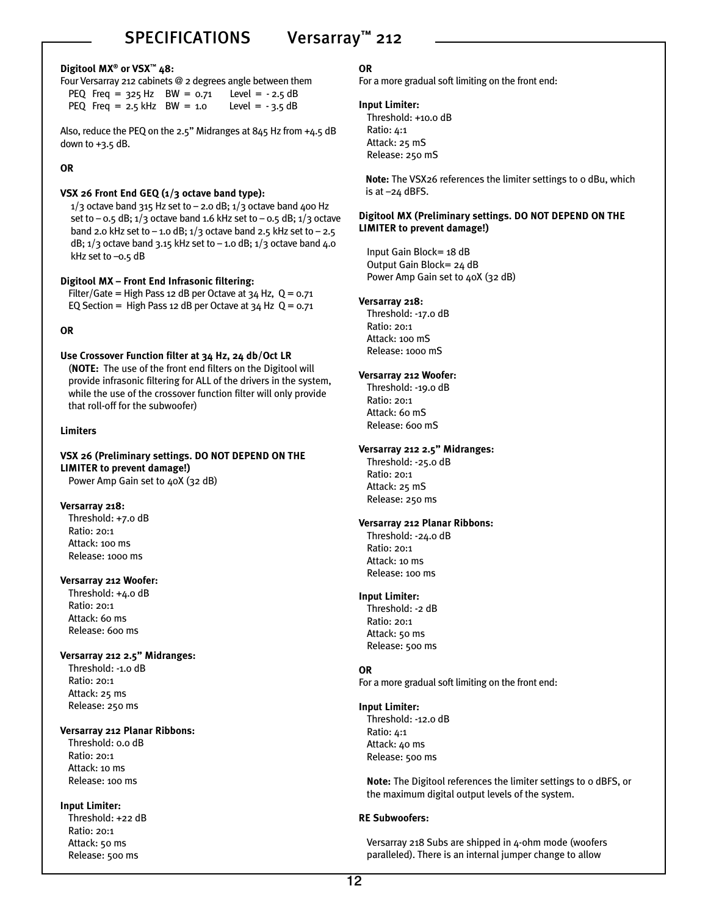## SPECIFICATIONS Versarray™ 212

**Digitool MX® or VSX™ 48:**
Four Versarray 212 cabinets @ 2 degrees angle between them
PEQ Freq = 325 Hz BW = 0.71 Level = - 2.5 dB
PEQ Freq = 2.5 kHz BW = 1.0 Level = - 3.5 dB

Also, reduce the PEQ on the 2.5" Midranges at 845 Hz from +4.5 dB down to +3.5 dB.

**OR**

**VSX 26 Front End GEQ (1/3 octave band type):**
1/3 octave band 315 Hz set to – 2.0 dB; 1/3 octave band 400 Hz set to – 0.5 dB; 1/3 octave band 1.6 kHz set to – 0.5 dB; 1/3 octave band 2.0 kHz set to – 1.0 dB; 1/3 octave band 2.5 kHz set to – 2.5 dB; 1/3 octave band 3.15 kHz set to – 1.0 dB; 1/3 octave band 4.0 kHz set to –0.5 dB

**Digitool MX – Front End Infrasonic filtering:**
Filter/Gate = High Pass 12 dB per Octave at 34 Hz, Q = 0.71
EQ Section = High Pass 12 dB per Octave at 34 Hz Q = 0.71

**OR**

**Use Crossover Function filter at 34 Hz, 24 db/Oct LR**
(**NOTE:** The use of the front end filters on the Digitool will provide infrasonic filtering for ALL of the drivers in the system, while the use of the crossover function filter will only provide that roll-off for the subwoofer)

**Limiters**

**VSX 26 (Preliminary settings. DO NOT DEPEND ON THE LIMITER to prevent damage!)**
Power Amp Gain set to 40X (32 dB)

**Versarray 218:**
Threshold: +7.0 dB
Ratio: 20:1
Attack: 100 ms
Release: 1000 ms

**Versarray 212 Woofer:**
Threshold: +4.0 dB
Ratio: 20:1
Attack: 60 ms
Release: 600 ms

**Versarray 212 2.5" Midranges:**
Threshold: -1.0 dB
Ratio: 20:1
Attack: 25 ms
Release: 250 ms

**Versarray 212 Planar Ribbons:**
Threshold: 0.0 dB
Ratio: 20:1
Attack: 10 ms
Release: 100 ms

**Input Limiter:**
Threshold: +22 dB
Ratio: 20:1
Attack: 50 ms
Release: 500 ms

**OR**
For a more gradual soft limiting on the front end:

**Input Limiter:**
Threshold: +10.0 dB
Ratio: 4:1
Attack: 25 mS
Release: 250 mS

**Note:** The VSX26 references the limiter settings to 0 dBu, which is at –24 dBFS.

**Digitool MX (Preliminary settings. DO NOT DEPEND ON THE LIMITER to prevent damage!)**

Input Gain Block= 18 dB
Output Gain Block= 24 dB
Power Amp Gain set to 40X (32 dB)

**Versarray 218:**
Threshold: -17.0 dB
Ratio: 20:1
Attack: 100 mS
Release: 1000 mS

**Versarray 212 Woofer:**
Threshold: -19.0 dB
Ratio: 20:1
Attack: 60 mS
Release: 600 mS

**Versarray 212 2.5" Midranges:**
Threshold: -25.0 dB
Ratio: 20:1
Attack: 25 mS
Release: 250 ms

**Versarray 212 Planar Ribbons:**
Threshold: -24.0 dB
Ratio: 20:1
Attack: 10 ms
Release: 100 ms

**Input Limiter:**
Threshold: -2 dB
Ratio: 20:1
Attack: 50 ms
Release: 500 ms

**OR**
For a more gradual soft limiting on the front end:

**Input Limiter:**
Threshold: -12.0 dB
Ratio: 4:1
Attack: 40 ms
Release: 500 ms

**Note:** The Digitool references the limiter settings to 0 dBFS, or the maximum digital output levels of the system.

**RE Subwoofers:**

Versarray 218 Subs are shipped in 4-ohm mode (woofers paralleled). There is an internal jumper change to allow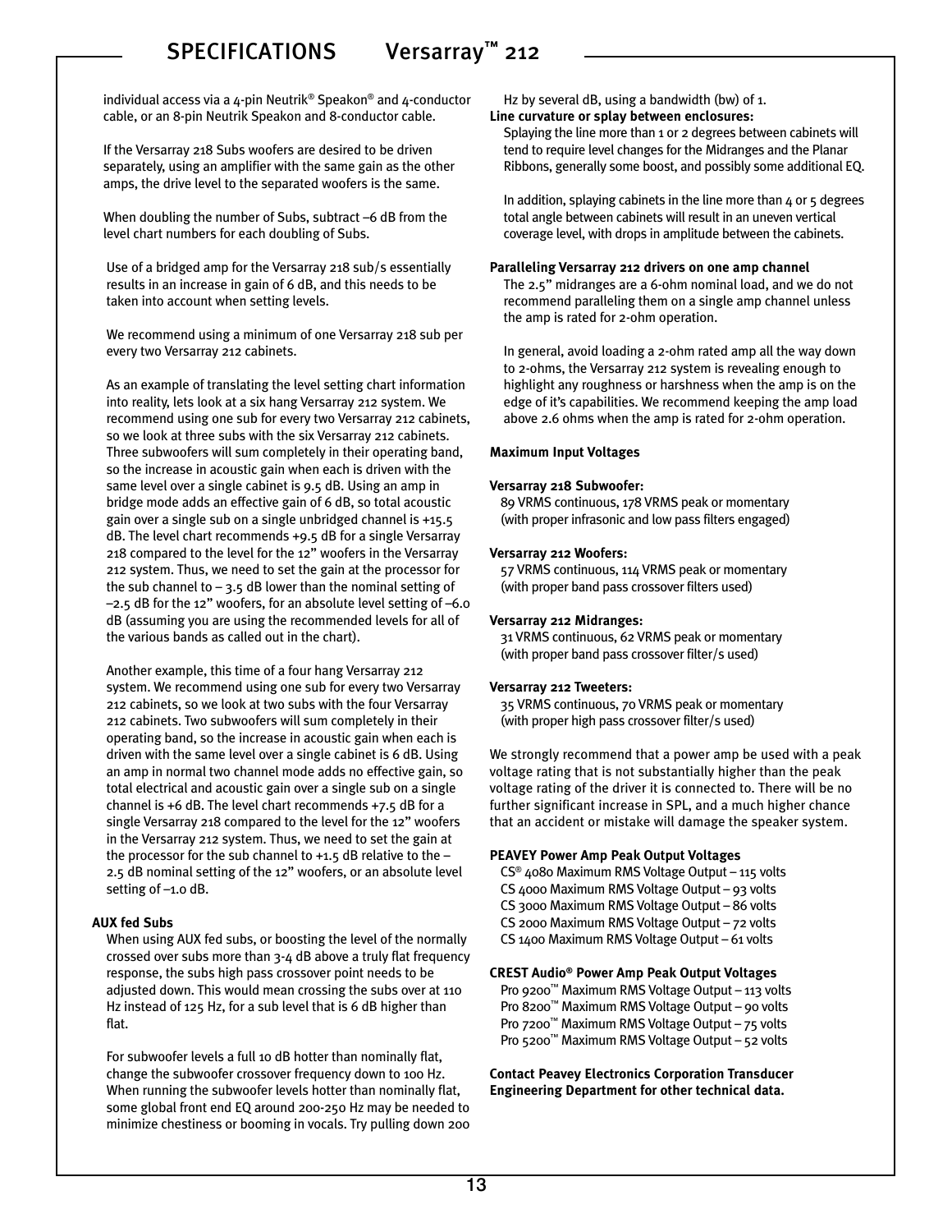individual access via a 4-pin Neutrik® Speakon® and 4-conductor cable, or an 8-pin Neutrik Speakon and 8-conductor cable.

If the Versarray 218 Subs woofers are desired to be driven separately, using an amplifier with the same gain as the other amps, the drive level to the separated woofers is the same.

When doubling the number of Subs, subtract –6 dB from the level chart numbers for each doubling of Subs.

Use of a bridged amp for the Versarray 218 sub/s essentially results in an increase in gain of 6 dB, and this needs to be taken into account when setting levels.

We recommend using a minimum of one Versarray 218 sub per every two Versarray 212 cabinets.

As an example of translating the level setting chart information into reality, lets look at a six hang Versarray 212 system. We recommend using one sub for every two Versarray 212 cabinets, so we look at three subs with the six Versarray 212 cabinets. Three subwoofers will sum completely in their operating band, so the increase in acoustic gain when each is driven with the same level over a single cabinet is 9.5 dB. Using an amp in bridge mode adds an effective gain of 6 dB, so total acoustic gain over a single sub on a single unbridged channel is +15.5 dB. The level chart recommends +9.5 dB for a single Versarray 218 compared to the level for the 12" woofers in the Versarray 212 system. Thus, we need to set the gain at the processor for the sub channel to – 3.5 dB lower than the nominal setting of –2.5 dB for the 12" woofers, for an absolute level setting of –6.0 dB (assuming you are using the recommended levels for all of the various bands as called out in the chart).

Another example, this time of a four hang Versarray 212 system. We recommend using one sub for every two Versarray 212 cabinets, so we look at two subs with the four Versarray 212 cabinets. Two subwoofers will sum completely in their operating band, so the increase in acoustic gain when each is driven with the same level over a single cabinet is 6 dB. Using an amp in normal two channel mode adds no effective gain, so total electrical and acoustic gain over a single sub on a single channel is +6 dB. The level chart recommends +7.5 dB for a single Versarray 218 compared to the level for the 12" woofers in the Versarray 212 system. Thus, we need to set the gain at the processor for the sub channel to +1.5 dB relative to the –2.5 dB nominal setting of the 12" woofers, or an absolute level setting of –1.0 dB.

**AUX fed Subs**

When using AUX fed subs, or boosting the level of the normally crossed over subs more than 3-4 dB above a truly flat frequency response, the subs high pass crossover point needs to be adjusted down. This would mean crossing the subs over at 110 Hz instead of 125 Hz, for a sub level that is 6 dB higher than flat.

For subwoofer levels a full 10 dB hotter than nominally flat, change the subwoofer crossover frequency down to 100 Hz. When running the subwoofer levels hotter than nominally flat, some global front end EQ around 200-250 Hz may be needed to minimize chestiness or booming in vocals. Try pulling down 200 Hz by several dB, using a bandwidth (bw) of 1.

**Line curvature or splay between enclosures:**

Splaying the line more than 1 or 2 degrees between cabinets will tend to require level changes for the Midranges and the Planar Ribbons, generally some boost, and possibly some additional EQ.

In addition, splaying cabinets in the line more than 4 or 5 degrees total angle between cabinets will result in an uneven vertical coverage level, with drops in amplitude between the cabinets.

**Paralleling Versarray 212 drivers on one amp channel**

The 2.5" midranges are a 6-ohm nominal load, and we do not recommend paralleling them on a single amp channel unless the amp is rated for 2-ohm operation.

In general, avoid loading a 2-ohm rated amp all the way down to 2-ohms, the Versarray 212 system is revealing enough to highlight any roughness or harshness when the amp is on the edge of it's capabilities. We recommend keeping the amp load above 2.6 ohms when the amp is rated for 2-ohm operation.

**Maximum Input Voltages**

**Versarray 218 Subwoofer:**
89 VRMS continuous, 178 VRMS peak or momentary (with proper infrasonic and low pass filters engaged)

**Versarray 212 Woofers:**
57 VRMS continuous, 114 VRMS peak or momentary (with proper band pass crossover filters used)

**Versarray 212 Midranges:**
31 VRMS continuous, 62 VRMS peak or momentary (with proper band pass crossover filter/s used)

**Versarray 212 Tweeters:**
35 VRMS continuous, 70 VRMS peak or momentary (with proper high pass crossover filter/s used)

We strongly recommend that a power amp be used with a peak voltage rating that is not substantially higher than the peak voltage rating of the driver it is connected to. There will be no further significant increase in SPL, and a much higher chance that an accident or mistake will damage the speaker system.

**PEAVEY Power Amp Peak Output Voltages**

CS® 4080 Maximum RMS Voltage Output – 115 volts
CS 4000 Maximum RMS Voltage Output – 93 volts
CS 3000 Maximum RMS Voltage Output – 86 volts
CS 2000 Maximum RMS Voltage Output – 72 volts
CS 1400 Maximum RMS Voltage Output – 61 volts

**CREST Audio® Power Amp Peak Output Voltages**

Pro 9200™ Maximum RMS Voltage Output – 113 volts
Pro 8200™ Maximum RMS Voltage Output – 90 volts
Pro 7200™ Maximum RMS Voltage Output – 75 volts
Pro 5200™ Maximum RMS Voltage Output – 52 volts

**Contact Peavey Electronics Corporation Transducer Engineering Department for other technical data.**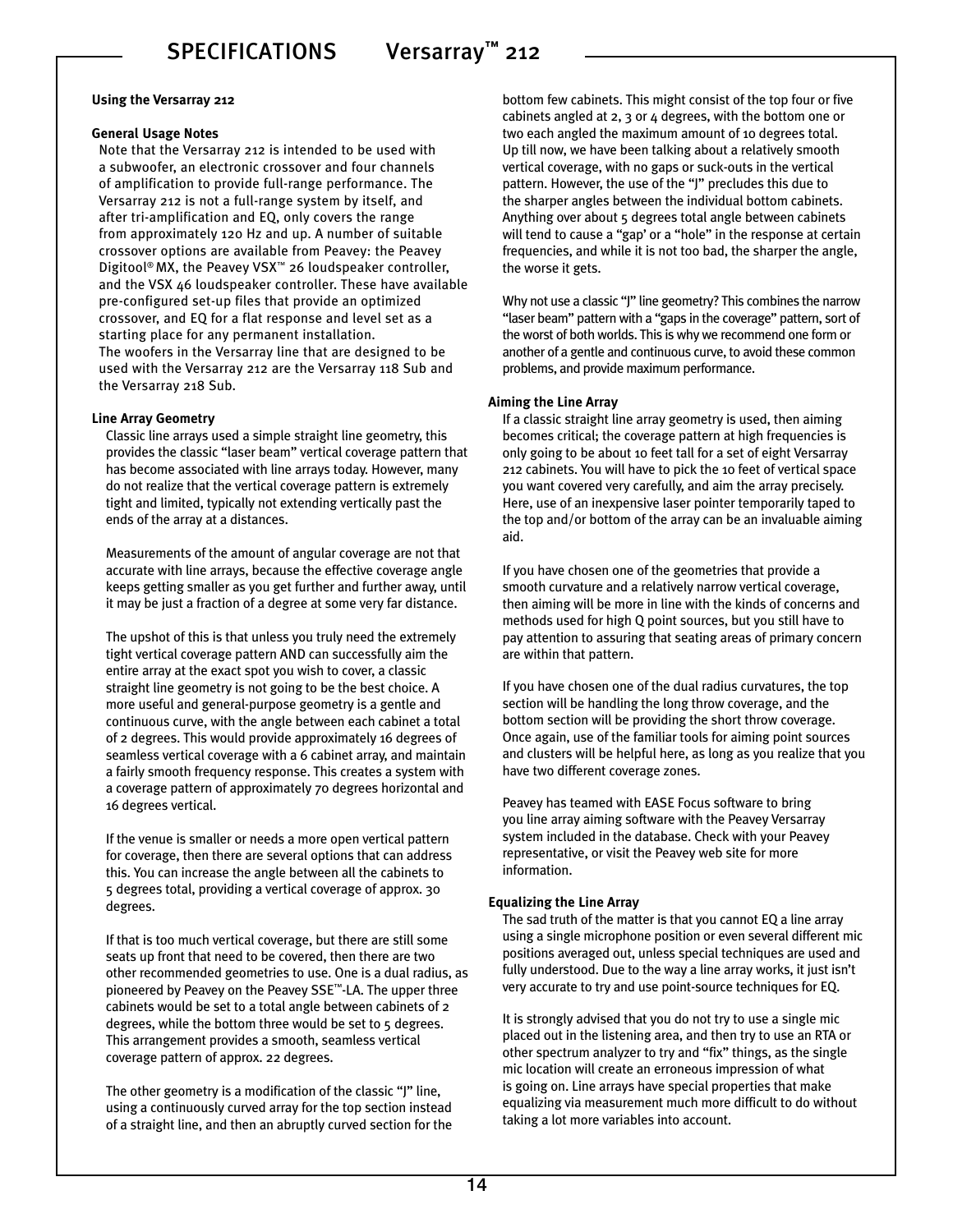# SPECIFICATIONS Versarray™ 212

## Using the Versarray 212

### General Usage Notes

Note that the Versarray 212 is intended to be used with a subwoofer, an electronic crossover and four channels of amplification to provide full-range performance. The Versarray 212 is not a full-range system by itself, and after tri-amplification and EQ, only covers the range from approximately 120 Hz and up. A number of suitable crossover options are available from Peavey: the Peavey Digitool® MX, the Peavey VSX™ 26 loudspeaker controller, and the VSX 46 loudspeaker controller. These have available pre-configured set-up files that provide an optimized crossover, and EQ for a flat response and level set as a starting place for any permanent installation.
The woofers in the Versarray line that are designed to be used with the Versarray 212 are the Versarray 118 Sub and the Versarray 218 Sub.

### Line Array Geometry

Classic line arrays used a simple straight line geometry, this provides the classic "laser beam" vertical coverage pattern that has become associated with line arrays today. However, many do not realize that the vertical coverage pattern is extremely tight and limited, typically not extending vertically past the ends of the array at a distances.

Measurements of the amount of angular coverage are not that accurate with line arrays, because the effective coverage angle keeps getting smaller as you get further and further away, until it may be just a fraction of a degree at some very far distance.

The upshot of this is that unless you truly need the extremely tight vertical coverage pattern AND can successfully aim the entire array at the exact spot you wish to cover, a classic straight line geometry is not going to be the best choice. A more useful and general-purpose geometry is a gentle and continuous curve, with the angle between each cabinet a total of 2 degrees. This would provide approximately 16 degrees of seamless vertical coverage with a 6 cabinet array, and maintain a fairly smooth frequency response. This creates a system with a coverage pattern of approximately 70 degrees horizontal and 16 degrees vertical.

If the venue is smaller or needs a more open vertical pattern for coverage, then there are several options that can address this. You can increase the angle between all the cabinets to 5 degrees total, providing a vertical coverage of approx. 30 degrees.

If that is too much vertical coverage, but there are still some seats up front that need to be covered, then there are two other recommended geometries to use. One is a dual radius, as pioneered by Peavey on the Peavey SSE™-LA. The upper three cabinets would be set to a total angle between cabinets of 2 degrees, while the bottom three would be set to 5 degrees. This arrangement provides a smooth, seamless vertical coverage pattern of approx. 22 degrees.

The other geometry is a modification of the classic "J" line, using a continuously curved array for the top section instead of a straight line, and then an abruptly curved section for the bottom few cabinets. This might consist of the top four or five cabinets angled at 2, 3 or 4 degrees, with the bottom one or two each angled the maximum amount of 10 degrees total.
Up till now, we have been talking about a relatively smooth vertical coverage, with no gaps or suck-outs in the vertical pattern. However, the use of the "J" precludes this due to the sharper angles between the individual bottom cabinets. Anything over about 5 degrees total angle between cabinets will tend to cause a "gap' or a "hole" in the response at certain frequencies, and while it is not too bad, the sharper the angle, the worse it gets.

Why not use a classic "J" line geometry? This combines the narrow "laser beam" pattern with a "gaps in the coverage" pattern, sort of the worst of both worlds. This is why we recommend one form or another of a gentle and continuous curve, to avoid these common problems, and provide maximum performance.

### Aiming the Line Array

If a classic straight line array geometry is used, then aiming becomes critical; the coverage pattern at high frequencies is only going to be about 10 feet tall for a set of eight Versarray 212 cabinets. You will have to pick the 10 feet of vertical space you want covered very carefully, and aim the array precisely. Here, use of an inexpensive laser pointer temporarily taped to the top and/or bottom of the array can be an invaluable aiming aid.

If you have chosen one of the geometries that provide a smooth curvature and a relatively narrow vertical coverage, then aiming will be more in line with the kinds of concerns and methods used for high Q point sources, but you still have to pay attention to assuring that seating areas of primary concern are within that pattern.

If you have chosen one of the dual radius curvatures, the top section will be handling the long throw coverage, and the bottom section will be providing the short throw coverage. Once again, use of the familiar tools for aiming point sources and clusters will be helpful here, as long as you realize that you have two different coverage zones.

Peavey has teamed with EASE Focus software to bring you line array aiming software with the Peavey Versarray system included in the database. Check with your Peavey representative, or visit the Peavey web site for more information.

### Equalizing the Line Array

The sad truth of the matter is that you cannot EQ a line array using a single microphone position or even several different mic positions averaged out, unless special techniques are used and fully understood. Due to the way a line array works, it just isn't very accurate to try and use point-source techniques for EQ.

It is strongly advised that you do not try to use a single mic placed out in the listening area, and then try to use an RTA or other spectrum analyzer to try and "fix" things, as the single mic location will create an erroneous impression of what is going on. Line arrays have special properties that make equalizing via measurement much more difficult to do without taking a lot more variables into account.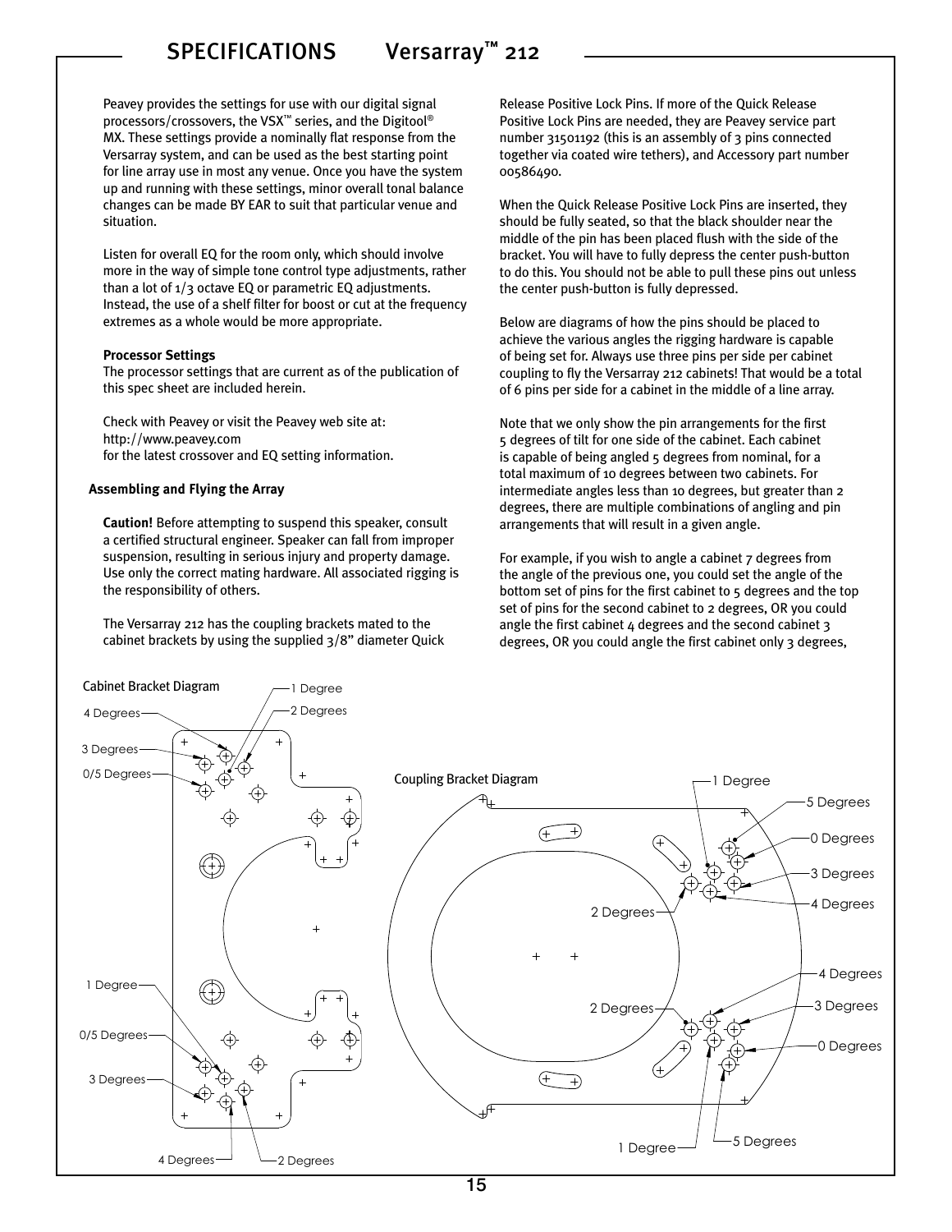## SPECIFICATIONS Versarray™ 212

Peavey provides the settings for use with our digital signal processors/crossovers, the VSX™ series, and the Digitool® MX. These settings provide a nominally flat response from the Versarray system, and can be used as the best starting point for line array use in most any venue. Once you have the system up and running with these settings, minor overall tonal balance changes can be made BY EAR to suit that particular venue and situation.

Listen for overall EQ for the room only, which should involve more in the way of simple tone control type adjustments, rather than a lot of 1/3 octave EQ or parametric EQ adjustments. Instead, the use of a shelf filter for boost or cut at the frequency extremes as a whole would be more appropriate.

**Processor Settings**
The processor settings that are current as of the publication of this spec sheet are included herein.

Check with Peavey or visit the Peavey web site at:
http://www.peavey.com
for the latest crossover and EQ setting information.

### Assembling and Flying the Array

**Caution!** Before attempting to suspend this speaker, consult a certified structural engineer. Speaker can fall from improper suspension, resulting in serious injury and property damage. Use only the correct mating hardware. All associated rigging is the responsibility of others.

The Versarray 212 has the coupling brackets mated to the cabinet brackets by using the supplied 3/8" diameter Quick Release Positive Lock Pins. If more of the Quick Release Positive Lock Pins are needed, they are Peavey service part number 31501192 (this is an assembly of 3 pins connected together via coated wire tethers), and Accessory part number 00586490.

When the Quick Release Positive Lock Pins are inserted, they should be fully seated, so that the black shoulder near the middle of the pin has been placed flush with the side of the bracket. You will have to fully depress the center push-button to do this. You should not be able to pull these pins out unless the center push-button is fully depressed.

Below are diagrams of how the pins should be placed to achieve the various angles the rigging hardware is capable of being set for. Always use three pins per side per cabinet coupling to fly the Versarray 212 cabinets! That would be a total of 6 pins per side for a cabinet in the middle of a line array.

Note that we only show the pin arrangements for the first 5 degrees of tilt for one side of the cabinet. Each cabinet is capable of being angled 5 degrees from nominal, for a total maximum of 10 degrees between two cabinets. For intermediate angles less than 10 degrees, but greater than 2 degrees, there are multiple combinations of angling and pin arrangements that will result in a given angle.

For example, if you wish to angle a cabinet 7 degrees from the angle of the previous one, you could set the angle of the bottom set of pins for the first cabinet to 5 degrees and the top set of pins for the second cabinet to 2 degrees, OR you could angle the first cabinet 4 degrees and the second cabinet 3 degrees, OR you could angle the first cabinet only 3 degrees,

Cabinet Bracket Diagram

4 Degrees
3 Degrees
0/5 Degrees
1 Degree
2 Degrees
1 Degree
0/5 Degrees
3 Degrees
4 Degrees
2 Degrees

Coupling Bracket Diagram

1 Degree
5 Degrees
0 Degrees
3 Degrees
4 Degrees
2 Degrees
4 Degrees
3 Degrees
2 Degrees
0 Degrees
1 Degree
5 Degrees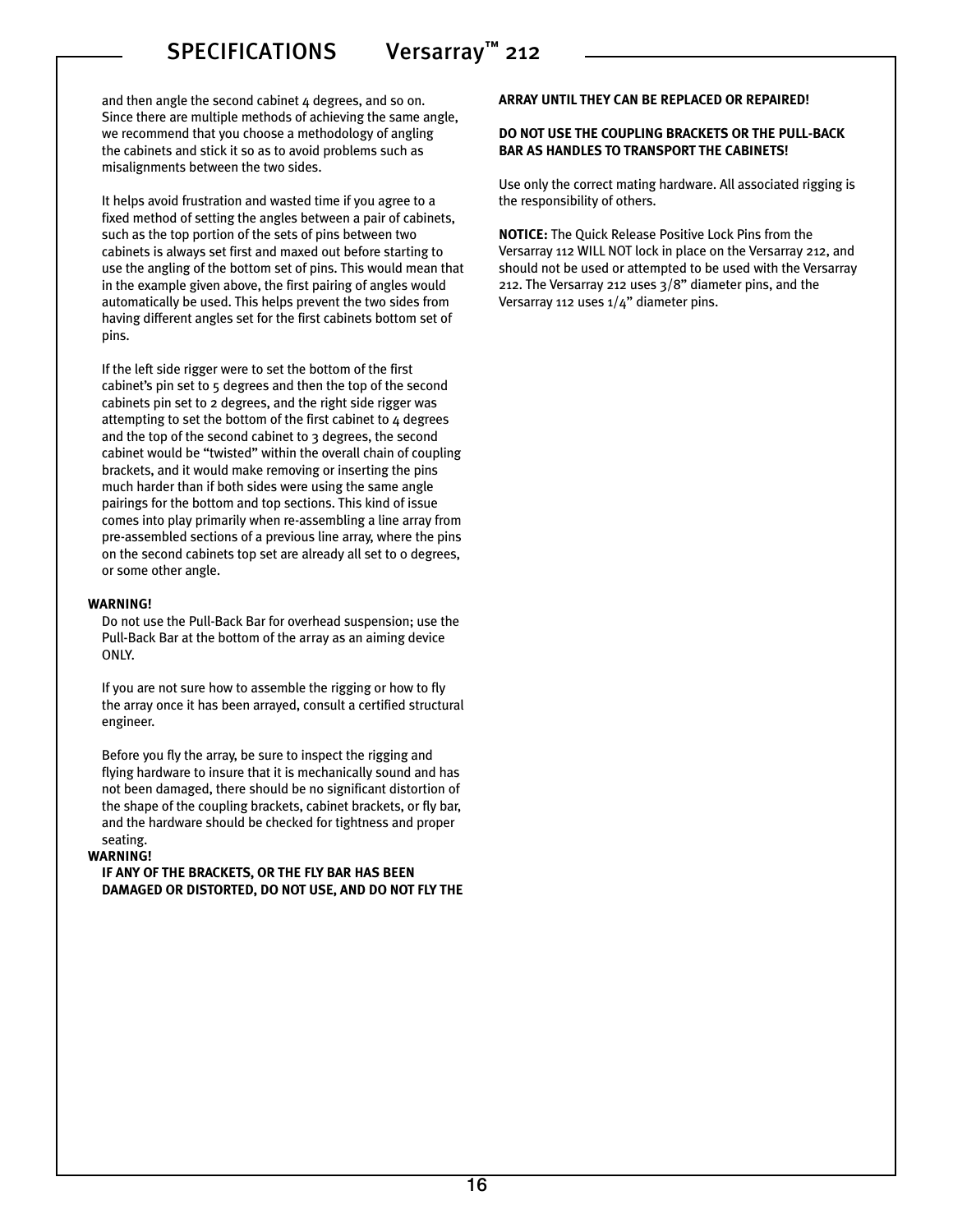and then angle the second cabinet 4 degrees, and so on. Since there are multiple methods of achieving the same angle, we recommend that you choose a methodology of angling the cabinets and stick it so as to avoid problems such as misalignments between the two sides.

It helps avoid frustration and wasted time if you agree to a fixed method of setting the angles between a pair of cabinets, such as the top portion of the sets of pins between two cabinets is always set first and maxed out before starting to use the angling of the bottom set of pins. This would mean that in the example given above, the first pairing of angles would automatically be used. This helps prevent the two sides from having different angles set for the first cabinets bottom set of pins.

If the left side rigger were to set the bottom of the first cabinet's pin set to 5 degrees and then the top of the second cabinets pin set to 2 degrees, and the right side rigger was attempting to set the bottom of the first cabinet to 4 degrees and the top of the second cabinet to 3 degrees, the second cabinet would be "twisted" within the overall chain of coupling brackets, and it would make removing or inserting the pins much harder than if both sides were using the same angle pairings for the bottom and top sections. This kind of issue comes into play primarily when re-assembling a line array from pre-assembled sections of a previous line array, where the pins on the second cabinets top set are already all set to 0 degrees, or some other angle.

**WARNING!**

Do not use the Pull-Back Bar for overhead suspension; use the Pull-Back Bar at the bottom of the array as an aiming device ONLY.

If you are not sure how to assemble the rigging or how to fly the array once it has been arrayed, consult a certified structural engineer.

Before you fly the array, be sure to inspect the rigging and flying hardware to insure that it is mechanically sound and has not been damaged, there should be no significant distortion of the shape of the coupling brackets, cabinet brackets, or fly bar, and the hardware should be checked for tightness and proper seating.

**WARNING!**

**IF ANY OF THE BRACKETS, OR THE FLY BAR HAS BEEN DAMAGED OR DISTORTED, DO NOT USE, AND DO NOT FLY THE ARRAY UNTIL THEY CAN BE REPLACED OR REPAIRED!**

**DO NOT USE THE COUPLING BRACKETS OR THE PULL-BACK BAR AS HANDLES TO TRANSPORT THE CABINETS!**

Use only the correct mating hardware. All associated rigging is the responsibility of others.

**NOTICE:** The Quick Release Positive Lock Pins from the Versarray 112 WILL NOT lock in place on the Versarray 212, and should not be used or attempted to be used with the Versarray 212. The Versarray 212 uses 3/8" diameter pins, and the Versarray 112 uses 1/4" diameter pins.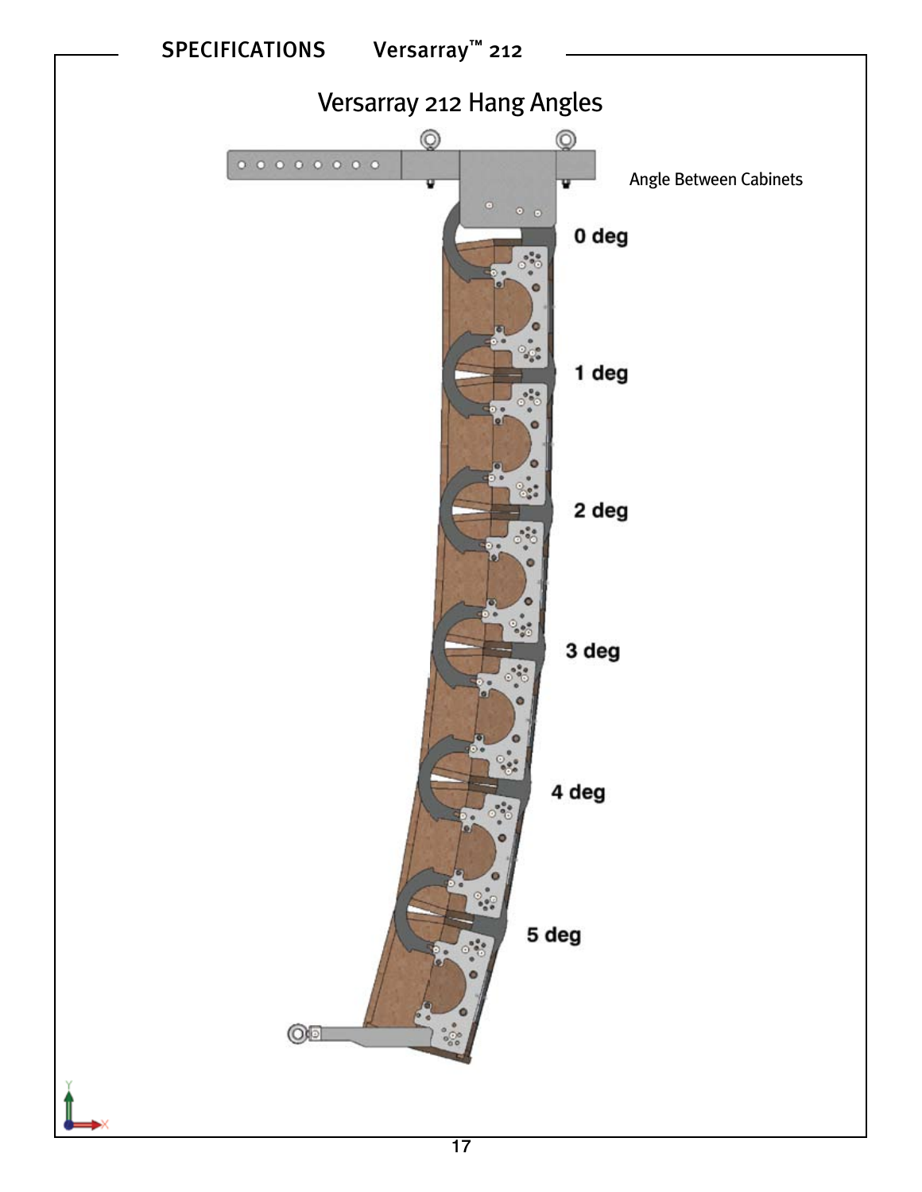# Versarray 212 Hang Angles

Angle Between Cabinets

0 deg

1 deg

2 deg

3 deg

4 deg

5 deg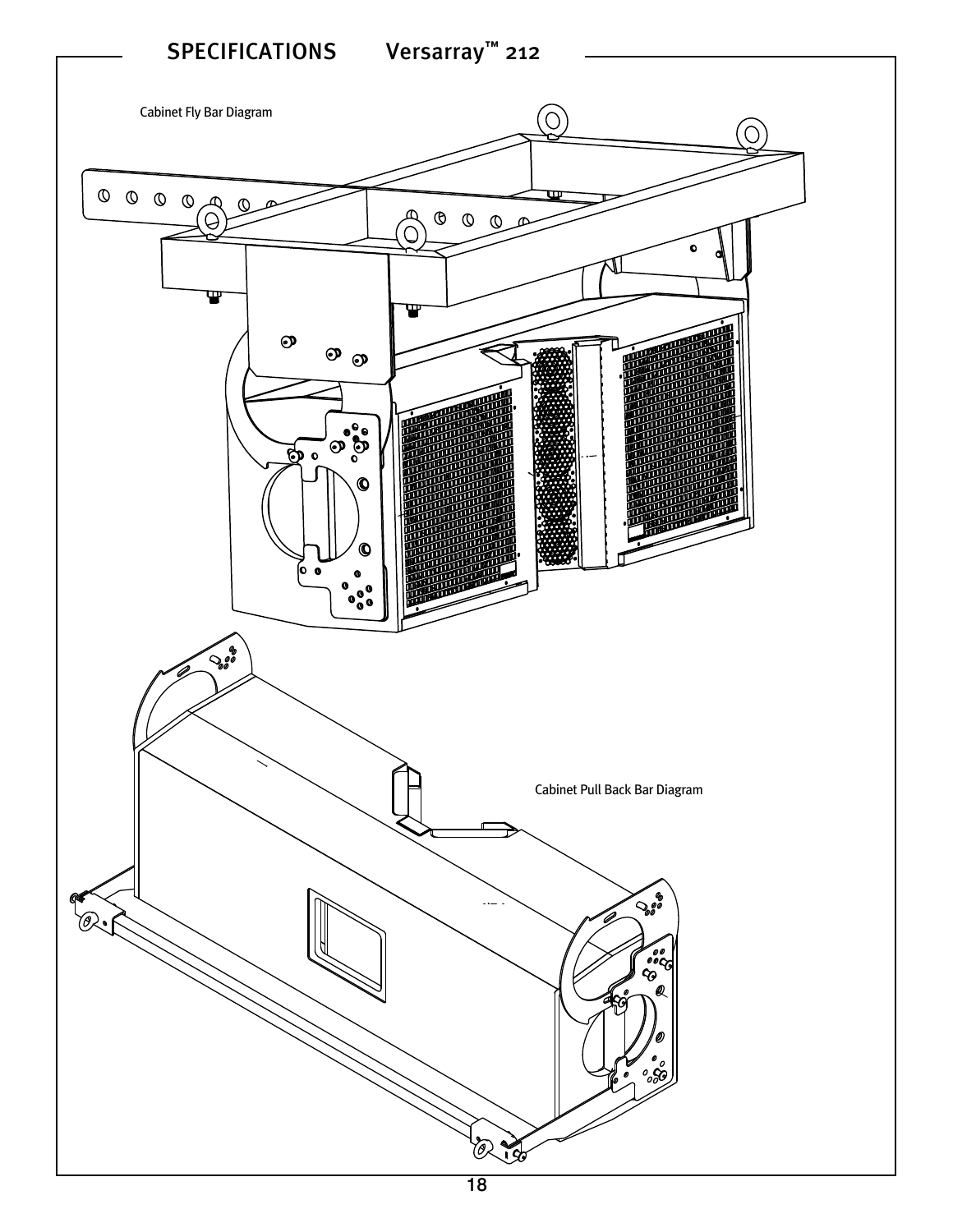# SPECIFICATIONS Versarray™ 212

Cabinet Fly Bar Diagram

Cabinet Pull Back Bar Diagram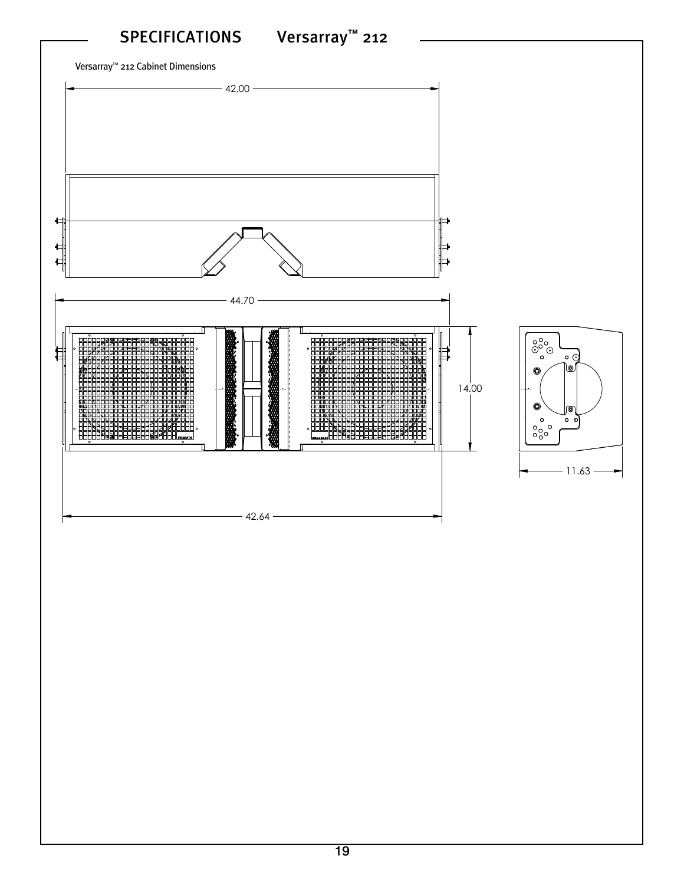# SPECIFICATIONS Versarray™ 212

Versarray™ 212 Cabinet Dimensions

42.00

44.70

14.00

11.63

42.64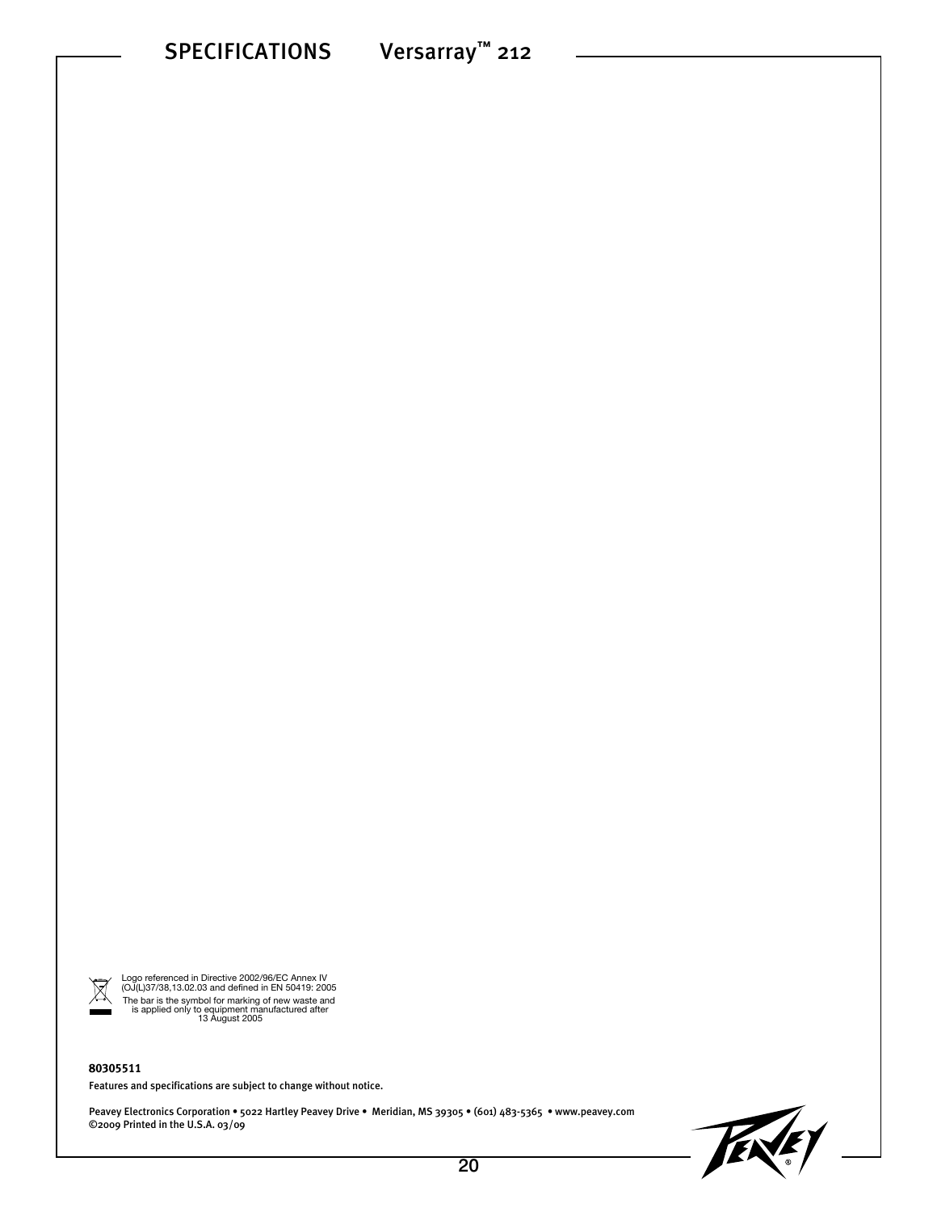Logo referenced in Directive 2002/96/EC Annex IV (OJ(L)37/38,13.02.03 and defined in EN 50419: 2005

The bar is the symbol for marking of new waste and is applied only to equipment manufactured after 13 August 2005

**80305511**

Features and specifications are subject to change without notice.

Peavey Electronics Corporation • 5022 Hartley Peavey Drive • Meridian, MS 39305 • (601) 483-5365 • www.peavey.com
©2009 Printed in the U.S.A. 03/09